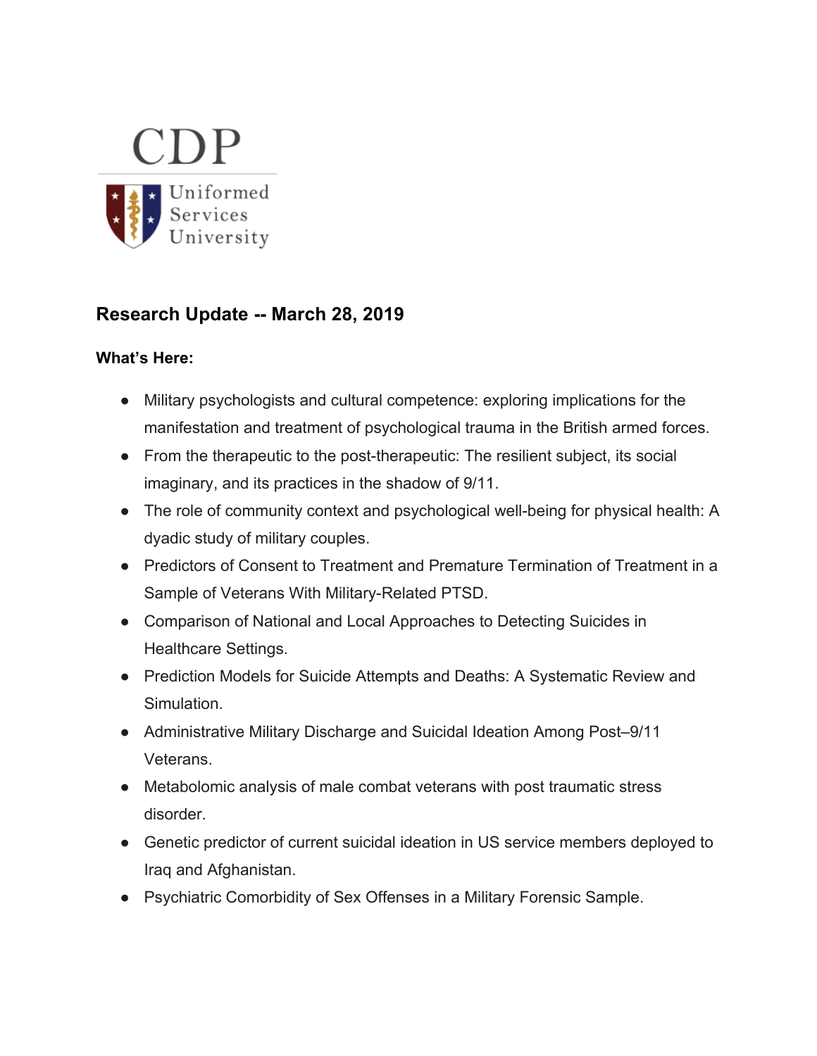CDP

Uniformed Services University

## Research Update -- March 28, 2019

**What's Here:**

- Military psychologists and cultural competence: exploring implications for the manifestation and treatment of psychological trauma in the British armed forces.
- From the therapeutic to the post-therapeutic: The resilient subject, its social imaginary, and its practices in the shadow of 9/11.
- The role of community context and psychological well-being for physical health: A dyadic study of military couples.
- Predictors of Consent to Treatment and Premature Termination of Treatment in a Sample of Veterans With Military-Related PTSD.
- Comparison of National and Local Approaches to Detecting Suicides in Healthcare Settings.
- Prediction Models for Suicide Attempts and Deaths: A Systematic Review and Simulation.
- Administrative Military Discharge and Suicidal Ideation Among Post–9/11 Veterans.
- Metabolomic analysis of male combat veterans with post traumatic stress disorder.
- Genetic predictor of current suicidal ideation in US service members deployed to Iraq and Afghanistan.
- Psychiatric Comorbidity of Sex Offenses in a Military Forensic Sample.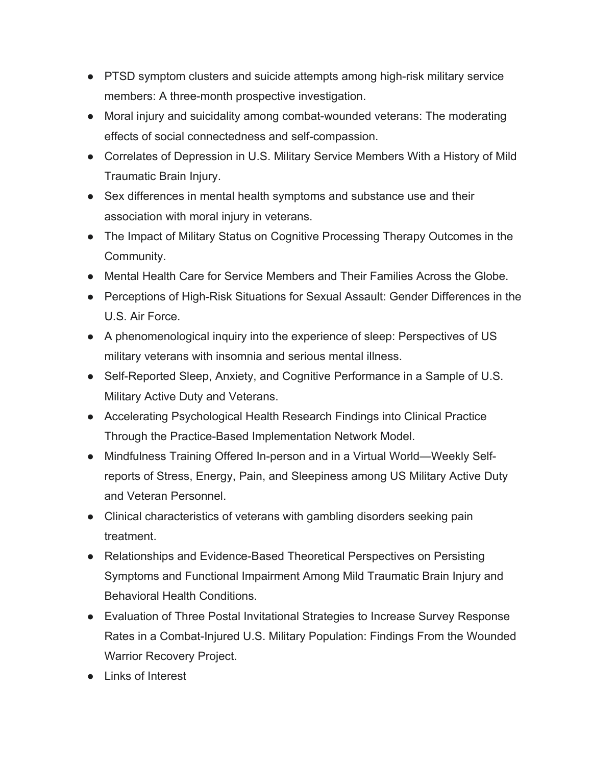- PTSD symptom clusters and suicide attempts among high-risk military service members: A three-month prospective investigation.
- Moral injury and suicidality among combat-wounded veterans: The moderating effects of social connectedness and self-compassion.
- Correlates of Depression in U.S. Military Service Members With a History of Mild Traumatic Brain Injury.
- Sex differences in mental health symptoms and substance use and their association with moral injury in veterans.
- The Impact of Military Status on Cognitive Processing Therapy Outcomes in the Community.
- Mental Health Care for Service Members and Their Families Across the Globe.
- Perceptions of High-Risk Situations for Sexual Assault: Gender Differences in the U.S. Air Force.
- A phenomenological inquiry into the experience of sleep: Perspectives of US military veterans with insomnia and serious mental illness.
- Self-Reported Sleep, Anxiety, and Cognitive Performance in a Sample of U.S. Military Active Duty and Veterans.
- Accelerating Psychological Health Research Findings into Clinical Practice Through the Practice-Based Implementation Network Model.
- Mindfulness Training Offered In-person and in a Virtual World—Weekly Self-reports of Stress, Energy, Pain, and Sleepiness among US Military Active Duty and Veteran Personnel.
- Clinical characteristics of veterans with gambling disorders seeking pain treatment.
- Relationships and Evidence-Based Theoretical Perspectives on Persisting Symptoms and Functional Impairment Among Mild Traumatic Brain Injury and Behavioral Health Conditions.
- Evaluation of Three Postal Invitational Strategies to Increase Survey Response Rates in a Combat-Injured U.S. Military Population: Findings From the Wounded Warrior Recovery Project.
- Links of Interest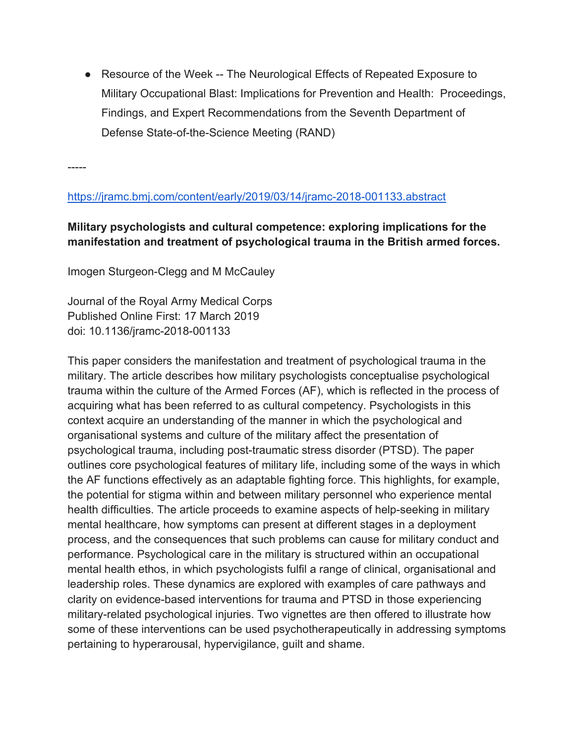- Resource of the Week -- The Neurological Effects of Repeated Exposure to Military Occupational Blast: Implications for Prevention and Health: Proceedings, Findings, and Expert Recommendations from the Seventh Department of Defense State-of-the-Science Meeting (RAND)

-----

https://jramc.bmj.com/content/early/2019/03/14/jramc-2018-001133.abstract

**Military psychologists and cultural competence: exploring implications for the manifestation and treatment of psychological trauma in the British armed forces.**

Imogen Sturgeon-Clegg and M McCauley

Journal of the Royal Army Medical Corps
Published Online First: 17 March 2019
doi: 10.1136/jramc-2018-001133

This paper considers the manifestation and treatment of psychological trauma in the military. The article describes how military psychologists conceptualise psychological trauma within the culture of the Armed Forces (AF), which is reflected in the process of acquiring what has been referred to as cultural competency. Psychologists in this context acquire an understanding of the manner in which the psychological and organisational systems and culture of the military affect the presentation of psychological trauma, including post-traumatic stress disorder (PTSD). The paper outlines core psychological features of military life, including some of the ways in which the AF functions effectively as an adaptable fighting force. This highlights, for example, the potential for stigma within and between military personnel who experience mental health difficulties. The article proceeds to examine aspects of help-seeking in military mental healthcare, how symptoms can present at different stages in a deployment process, and the consequences that such problems can cause for military conduct and performance. Psychological care in the military is structured within an occupational mental health ethos, in which psychologists fulfil a range of clinical, organisational and leadership roles. These dynamics are explored with examples of care pathways and clarity on evidence-based interventions for trauma and PTSD in those experiencing military-related psychological injuries. Two vignettes are then offered to illustrate how some of these interventions can be used psychotherapeutically in addressing symptoms pertaining to hyperarousal, hypervigilance, guilt and shame.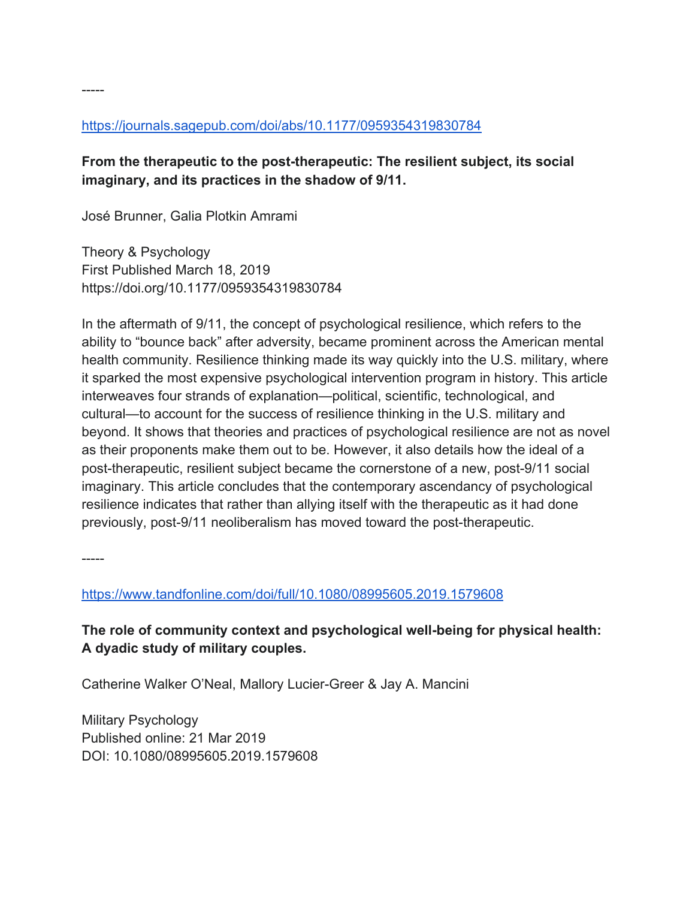-----

https://journals.sagepub.com/doi/abs/10.1177/0959354319830784

**From the therapeutic to the post-therapeutic: The resilient subject, its social imaginary, and its practices in the shadow of 9/11.**

José Brunner, Galia Plotkin Amrami

Theory & Psychology
First Published March 18, 2019
https://doi.org/10.1177/0959354319830784

In the aftermath of 9/11, the concept of psychological resilience, which refers to the ability to "bounce back" after adversity, became prominent across the American mental health community. Resilience thinking made its way quickly into the U.S. military, where it sparked the most expensive psychological intervention program in history. This article interweaves four strands of explanation—political, scientific, technological, and cultural—to account for the success of resilience thinking in the U.S. military and beyond. It shows that theories and practices of psychological resilience are not as novel as their proponents make them out to be. However, it also details how the ideal of a post-therapeutic, resilient subject became the cornerstone of a new, post-9/11 social imaginary. This article concludes that the contemporary ascendancy of psychological resilience indicates that rather than allying itself with the therapeutic as it had done previously, post-9/11 neoliberalism has moved toward the post-therapeutic.

-----

https://www.tandfonline.com/doi/full/10.1080/08995605.2019.1579608

**The role of community context and psychological well-being for physical health: A dyadic study of military couples.**

Catherine Walker O'Neal, Mallory Lucier-Greer & Jay A. Mancini

Military Psychology
Published online: 21 Mar 2019
DOI: 10.1080/08995605.2019.1579608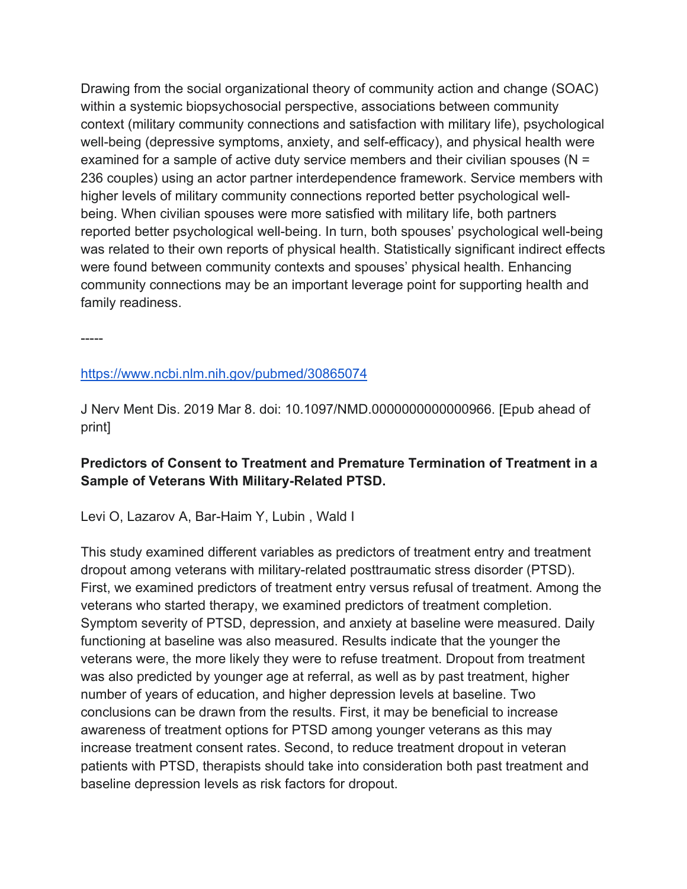Drawing from the social organizational theory of community action and change (SOAC) within a systemic biopsychosocial perspective, associations between community context (military community connections and satisfaction with military life), psychological well-being (depressive symptoms, anxiety, and self-efficacy), and physical health were examined for a sample of active duty service members and their civilian spouses (N = 236 couples) using an actor partner interdependence framework. Service members with higher levels of military community connections reported better psychological well-being. When civilian spouses were more satisfied with military life, both partners reported better psychological well-being. In turn, both spouses' psychological well-being was related to their own reports of physical health. Statistically significant indirect effects were found between community contexts and spouses' physical health. Enhancing community connections may be an important leverage point for supporting health and family readiness.

-----

https://www.ncbi.nlm.nih.gov/pubmed/30865074

J Nerv Ment Dis. 2019 Mar 8. doi: 10.1097/NMD.0000000000000966. [Epub ahead of print]

**Predictors of Consent to Treatment and Premature Termination of Treatment in a Sample of Veterans With Military-Related PTSD.**

Levi O, Lazarov A, Bar-Haim Y, Lubin , Wald I

This study examined different variables as predictors of treatment entry and treatment dropout among veterans with military-related posttraumatic stress disorder (PTSD). First, we examined predictors of treatment entry versus refusal of treatment. Among the veterans who started therapy, we examined predictors of treatment completion. Symptom severity of PTSD, depression, and anxiety at baseline were measured. Daily functioning at baseline was also measured. Results indicate that the younger the veterans were, the more likely they were to refuse treatment. Dropout from treatment was also predicted by younger age at referral, as well as by past treatment, higher number of years of education, and higher depression levels at baseline. Two conclusions can be drawn from the results. First, it may be beneficial to increase awareness of treatment options for PTSD among younger veterans as this may increase treatment consent rates. Second, to reduce treatment dropout in veteran patients with PTSD, therapists should take into consideration both past treatment and baseline depression levels as risk factors for dropout.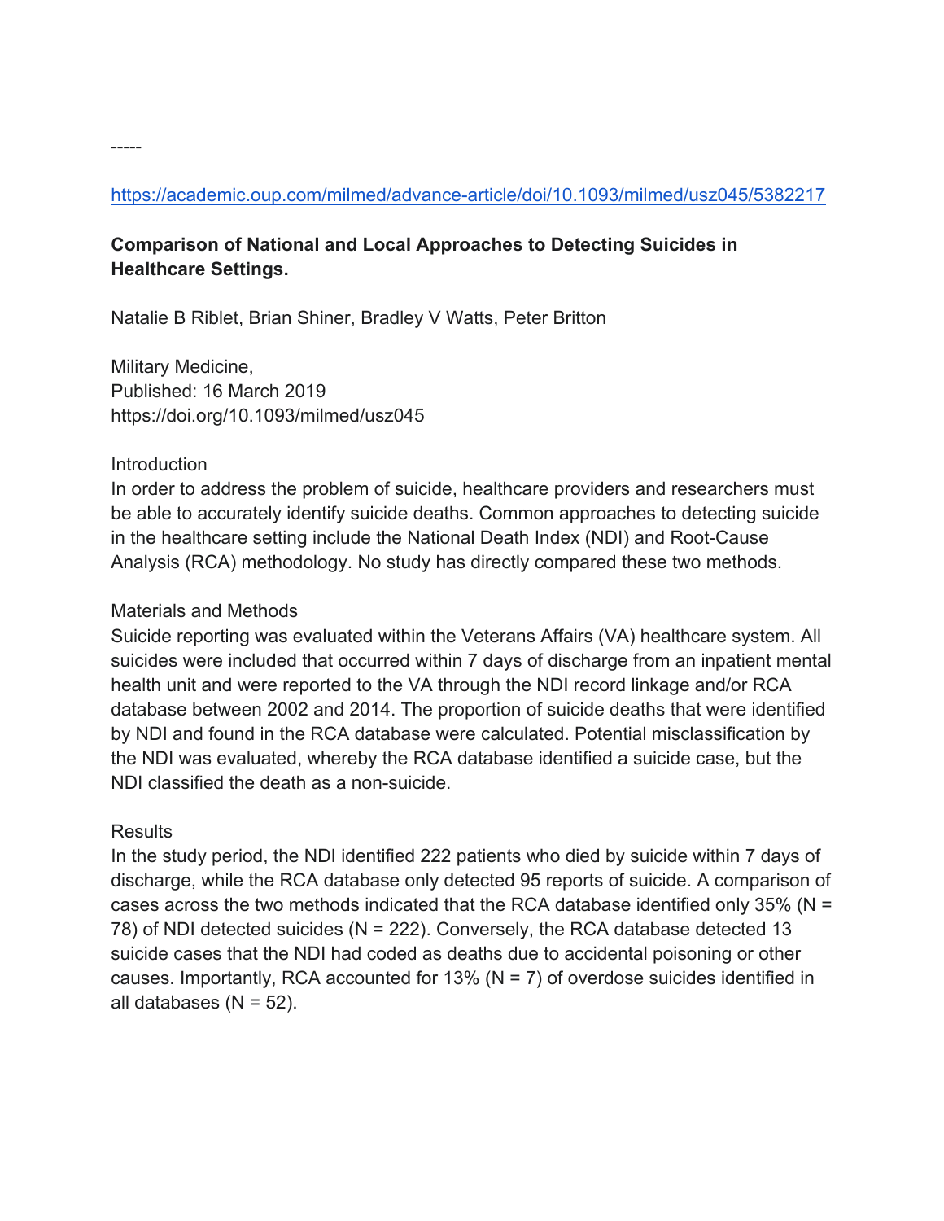-----

https://academic.oup.com/milmed/advance-article/doi/10.1093/milmed/usz045/5382217

**Comparison of National and Local Approaches to Detecting Suicides in Healthcare Settings.**

Natalie B Riblet, Brian Shiner, Bradley V Watts, Peter Britton

Military Medicine,
Published: 16 March 2019
https://doi.org/10.1093/milmed/usz045

Introduction
In order to address the problem of suicide, healthcare providers and researchers must be able to accurately identify suicide deaths. Common approaches to detecting suicide in the healthcare setting include the National Death Index (NDI) and Root-Cause Analysis (RCA) methodology. No study has directly compared these two methods.

Materials and Methods
Suicide reporting was evaluated within the Veterans Affairs (VA) healthcare system. All suicides were included that occurred within 7 days of discharge from an inpatient mental health unit and were reported to the VA through the NDI record linkage and/or RCA database between 2002 and 2014. The proportion of suicide deaths that were identified by NDI and found in the RCA database were calculated. Potential misclassification by the NDI was evaluated, whereby the RCA database identified a suicide case, but the NDI classified the death as a non-suicide.

Results
In the study period, the NDI identified 222 patients who died by suicide within 7 days of discharge, while the RCA database only detected 95 reports of suicide. A comparison of cases across the two methods indicated that the RCA database identified only 35% (N = 78) of NDI detected suicides (N = 222). Conversely, the RCA database detected 13 suicide cases that the NDI had coded as deaths due to accidental poisoning or other causes. Importantly, RCA accounted for 13% (N = 7) of overdose suicides identified in all databases (N = 52).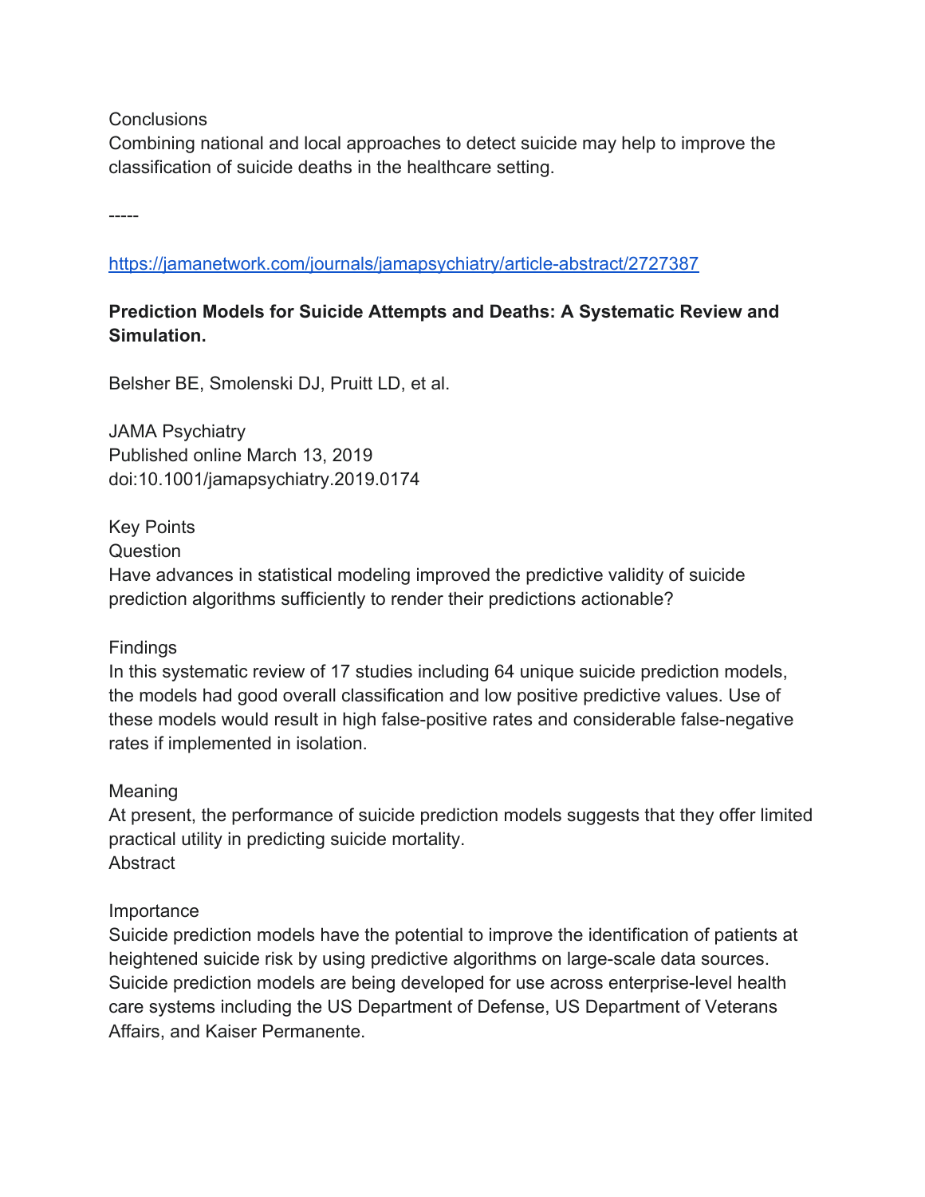Conclusions

Combining national and local approaches to detect suicide may help to improve the classification of suicide deaths in the healthcare setting.

-----

https://jamanetwork.com/journals/jamapsychiatry/article-abstract/2727387

**Prediction Models for Suicide Attempts and Deaths: A Systematic Review and Simulation.**

Belsher BE, Smolenski DJ, Pruitt LD, et al.

JAMA Psychiatry
Published online March 13, 2019
doi:10.1001/jamapsychiatry.2019.0174

Key Points

Question

Have advances in statistical modeling improved the predictive validity of suicide prediction algorithms sufficiently to render their predictions actionable?

Findings

In this systematic review of 17 studies including 64 unique suicide prediction models, the models had good overall classification and low positive predictive values. Use of these models would result in high false-positive rates and considerable false-negative rates if implemented in isolation.

Meaning

At present, the performance of suicide prediction models suggests that they offer limited practical utility in predicting suicide mortality.

Abstract

Importance

Suicide prediction models have the potential to improve the identification of patients at heightened suicide risk by using predictive algorithms on large-scale data sources. Suicide prediction models are being developed for use across enterprise-level health care systems including the US Department of Defense, US Department of Veterans Affairs, and Kaiser Permanente.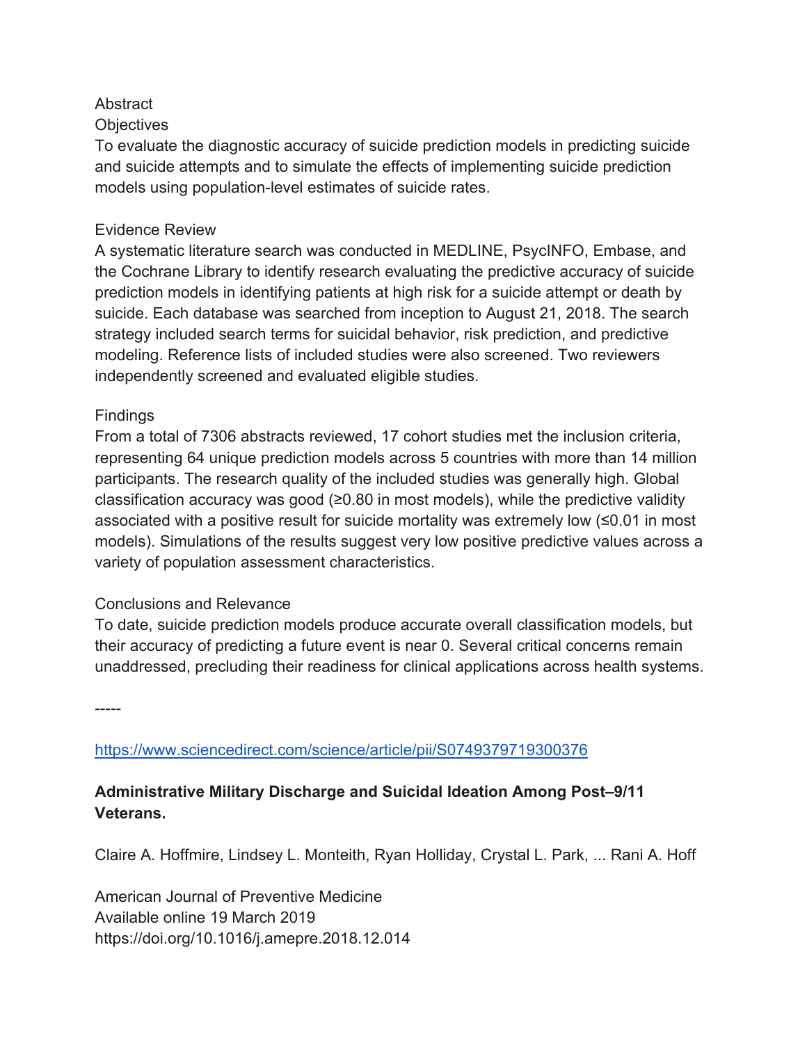Abstract

Objectives

To evaluate the diagnostic accuracy of suicide prediction models in predicting suicide and suicide attempts and to simulate the effects of implementing suicide prediction models using population-level estimates of suicide rates.

Evidence Review

A systematic literature search was conducted in MEDLINE, PsycINFO, Embase, and the Cochrane Library to identify research evaluating the predictive accuracy of suicide prediction models in identifying patients at high risk for a suicide attempt or death by suicide. Each database was searched from inception to August 21, 2018. The search strategy included search terms for suicidal behavior, risk prediction, and predictive modeling. Reference lists of included studies were also screened. Two reviewers independently screened and evaluated eligible studies.

Findings

From a total of 7306 abstracts reviewed, 17 cohort studies met the inclusion criteria, representing 64 unique prediction models across 5 countries with more than 14 million participants. The research quality of the included studies was generally high. Global classification accuracy was good (≥0.80 in most models), while the predictive validity associated with a positive result for suicide mortality was extremely low (≤0.01 in most models). Simulations of the results suggest very low positive predictive values across a variety of population assessment characteristics.

Conclusions and Relevance

To date, suicide prediction models produce accurate overall classification models, but their accuracy of predicting a future event is near 0. Several critical concerns remain unaddressed, precluding their readiness for clinical applications across health systems.

-----

https://www.sciencedirect.com/science/article/pii/S0749379719300376

**Administrative Military Discharge and Suicidal Ideation Among Post–9/11 Veterans.**

Claire A. Hoffmire, Lindsey L. Monteith, Ryan Holliday, Crystal L. Park, ... Rani A. Hoff

American Journal of Preventive Medicine
Available online 19 March 2019
https://doi.org/10.1016/j.amepre.2018.12.014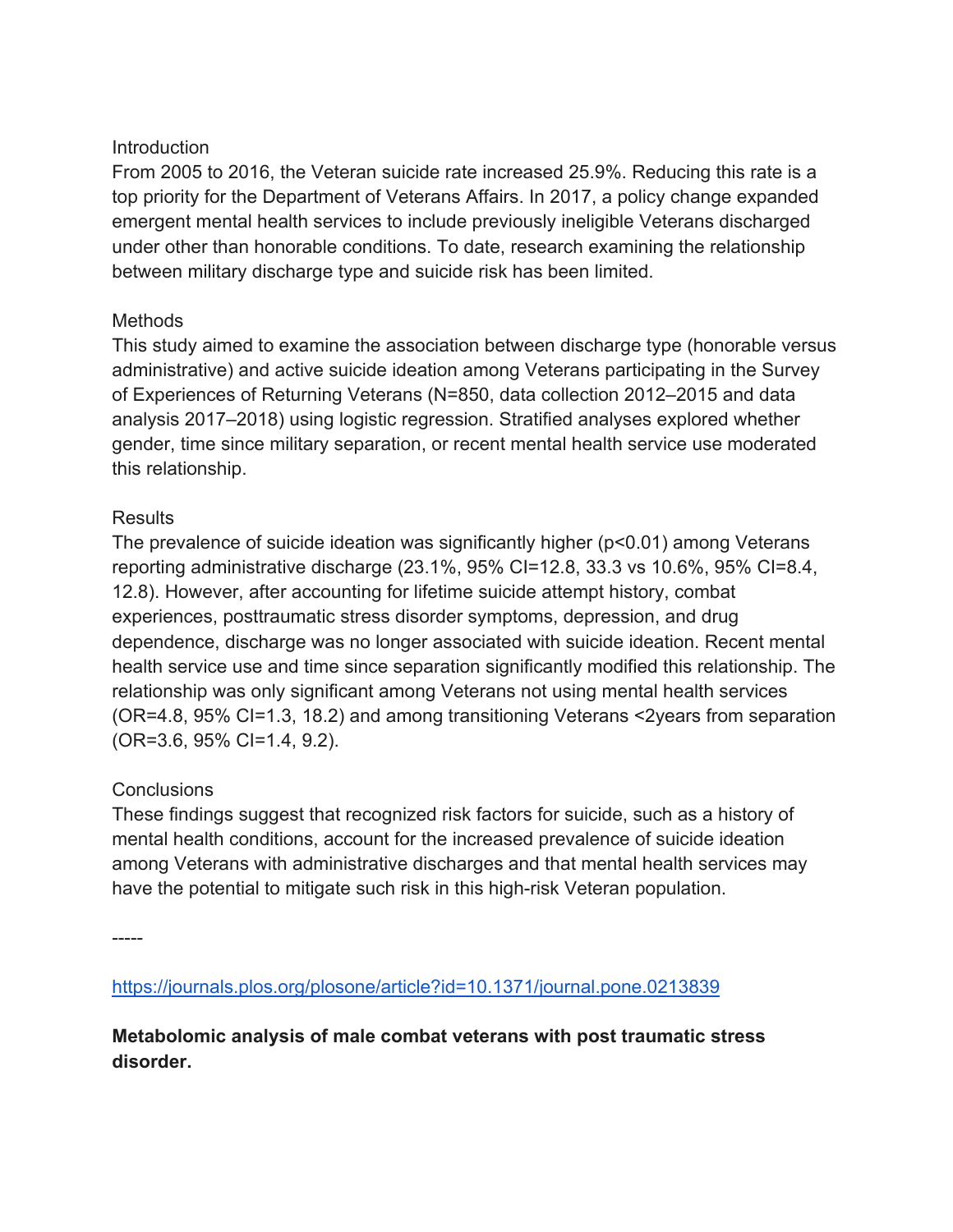Introduction

From 2005 to 2016, the Veteran suicide rate increased 25.9%. Reducing this rate is a top priority for the Department of Veterans Affairs. In 2017, a policy change expanded emergent mental health services to include previously ineligible Veterans discharged under other than honorable conditions. To date, research examining the relationship between military discharge type and suicide risk has been limited.

Methods

This study aimed to examine the association between discharge type (honorable versus administrative) and active suicide ideation among Veterans participating in the Survey of Experiences of Returning Veterans (N=850, data collection 2012–2015 and data analysis 2017–2018) using logistic regression. Stratified analyses explored whether gender, time since military separation, or recent mental health service use moderated this relationship.

Results

The prevalence of suicide ideation was significantly higher ($p<0.01$) among Veterans reporting administrative discharge (23.1%, 95% CI=12.8, 33.3 vs 10.6%, 95% CI=8.4, 12.8). However, after accounting for lifetime suicide attempt history, combat experiences, posttraumatic stress disorder symptoms, depression, and drug dependence, discharge was no longer associated with suicide ideation. Recent mental health service use and time since separation significantly modified this relationship. The relationship was only significant among Veterans not using mental health services (OR=4.8, 95% CI=1.3, 18.2) and among transitioning Veterans <2years from separation (OR=3.6, 95% CI=1.4, 9.2).

Conclusions

These findings suggest that recognized risk factors for suicide, such as a history of mental health conditions, account for the increased prevalence of suicide ideation among Veterans with administrative discharges and that mental health services may have the potential to mitigate such risk in this high-risk Veteran population.

-----

https://journals.plos.org/plosone/article?id=10.1371/journal.pone.0213839

**Metabolomic analysis of male combat veterans with post traumatic stress disorder.**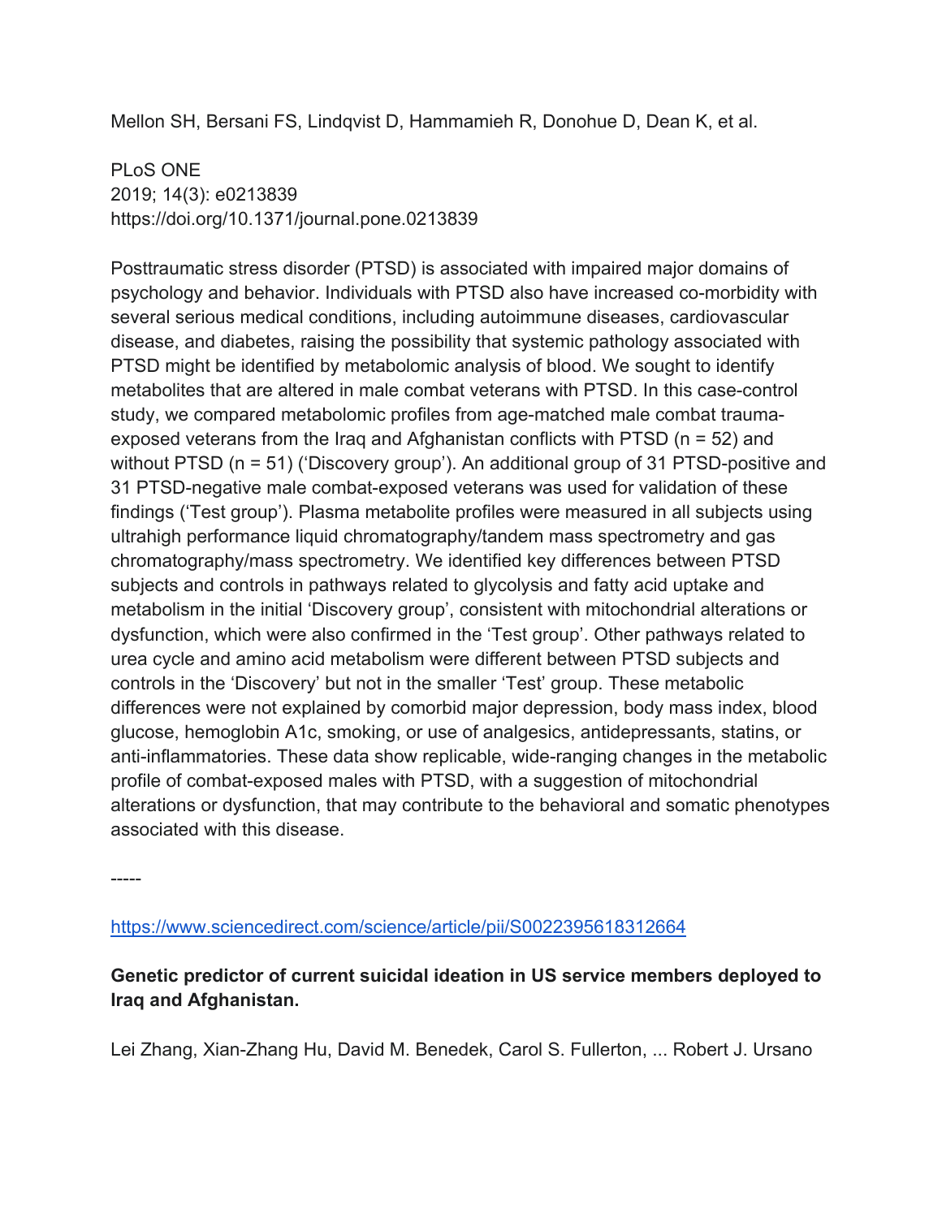Mellon SH, Bersani FS, Lindqvist D, Hammamieh R, Donohue D, Dean K, et al.

PLoS ONE
2019; 14(3): e0213839
https://doi.org/10.1371/journal.pone.0213839

Posttraumatic stress disorder (PTSD) is associated with impaired major domains of psychology and behavior. Individuals with PTSD also have increased co-morbidity with several serious medical conditions, including autoimmune diseases, cardiovascular disease, and diabetes, raising the possibility that systemic pathology associated with PTSD might be identified by metabolomic analysis of blood. We sought to identify metabolites that are altered in male combat veterans with PTSD. In this case-control study, we compared metabolomic profiles from age-matched male combat trauma-exposed veterans from the Iraq and Afghanistan conflicts with PTSD (n = 52) and without PTSD (n = 51) ('Discovery group'). An additional group of 31 PTSD-positive and 31 PTSD-negative male combat-exposed veterans was used for validation of these findings ('Test group'). Plasma metabolite profiles were measured in all subjects using ultrahigh performance liquid chromatography/tandem mass spectrometry and gas chromatography/mass spectrometry. We identified key differences between PTSD subjects and controls in pathways related to glycolysis and fatty acid uptake and metabolism in the initial 'Discovery group', consistent with mitochondrial alterations or dysfunction, which were also confirmed in the 'Test group'. Other pathways related to urea cycle and amino acid metabolism were different between PTSD subjects and controls in the 'Discovery' but not in the smaller 'Test' group. These metabolic differences were not explained by comorbid major depression, body mass index, blood glucose, hemoglobin A1c, smoking, or use of analgesics, antidepressants, statins, or anti-inflammatories. These data show replicable, wide-ranging changes in the metabolic profile of combat-exposed males with PTSD, with a suggestion of mitochondrial alterations or dysfunction, that may contribute to the behavioral and somatic phenotypes associated with this disease.

-----

https://www.sciencedirect.com/science/article/pii/S0022395618312664

**Genetic predictor of current suicidal ideation in US service members deployed to Iraq and Afghanistan.**

Lei Zhang, Xian-Zhang Hu, David M. Benedek, Carol S. Fullerton, ... Robert J. Ursano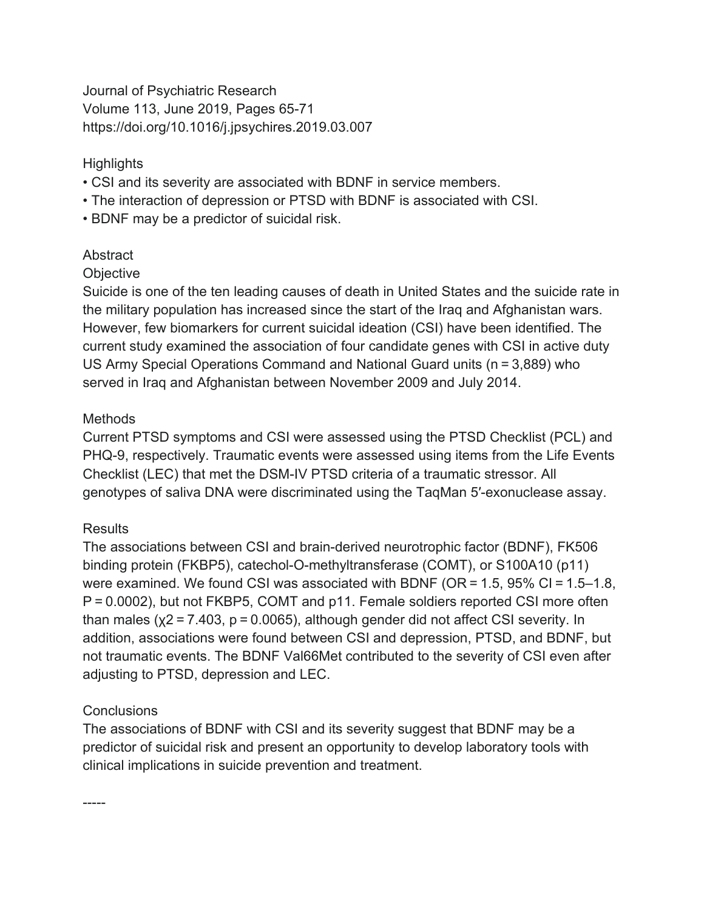Journal of Psychiatric Research
Volume 113, June 2019, Pages 65-71
https://doi.org/10.1016/j.jpsychires.2019.03.007

Highlights

- CSI and its severity are associated with BDNF in service members.
- The interaction of depression or PTSD with BDNF is associated with CSI.
- BDNF may be a predictor of suicidal risk.

Abstract

Objective

Suicide is one of the ten leading causes of death in United States and the suicide rate in the military population has increased since the start of the Iraq and Afghanistan wars. However, few biomarkers for current suicidal ideation (CSI) have been identified. The current study examined the association of four candidate genes with CSI in active duty US Army Special Operations Command and National Guard units (n = 3,889) who served in Iraq and Afghanistan between November 2009 and July 2014.

Methods

Current PTSD symptoms and CSI were assessed using the PTSD Checklist (PCL) and PHQ-9, respectively. Traumatic events were assessed using items from the Life Events Checklist (LEC) that met the DSM-IV PTSD criteria of a traumatic stressor. All genotypes of saliva DNA were discriminated using the TaqMan 5′-exonuclease assay.

Results

The associations between CSI and brain-derived neurotrophic factor (BDNF), FK506 binding protein (FKBP5), catechol-O-methyltransferase (COMT), or S100A10 (p11) were examined. We found CSI was associated with BDNF (OR = 1.5, 95% CI = 1.5–1.8, P = 0.0002), but not FKBP5, COMT and p11. Female soldiers reported CSI more often than males ($\chi^2 = 7.403$, $p = 0.0065$), although gender did not affect CSI severity. In addition, associations were found between CSI and depression, PTSD, and BDNF, but not traumatic events. The BDNF Val66Met contributed to the severity of CSI even after adjusting to PTSD, depression and LEC.

Conclusions

The associations of BDNF with CSI and its severity suggest that BDNF may be a predictor of suicidal risk and present an opportunity to develop laboratory tools with clinical implications in suicide prevention and treatment.

-----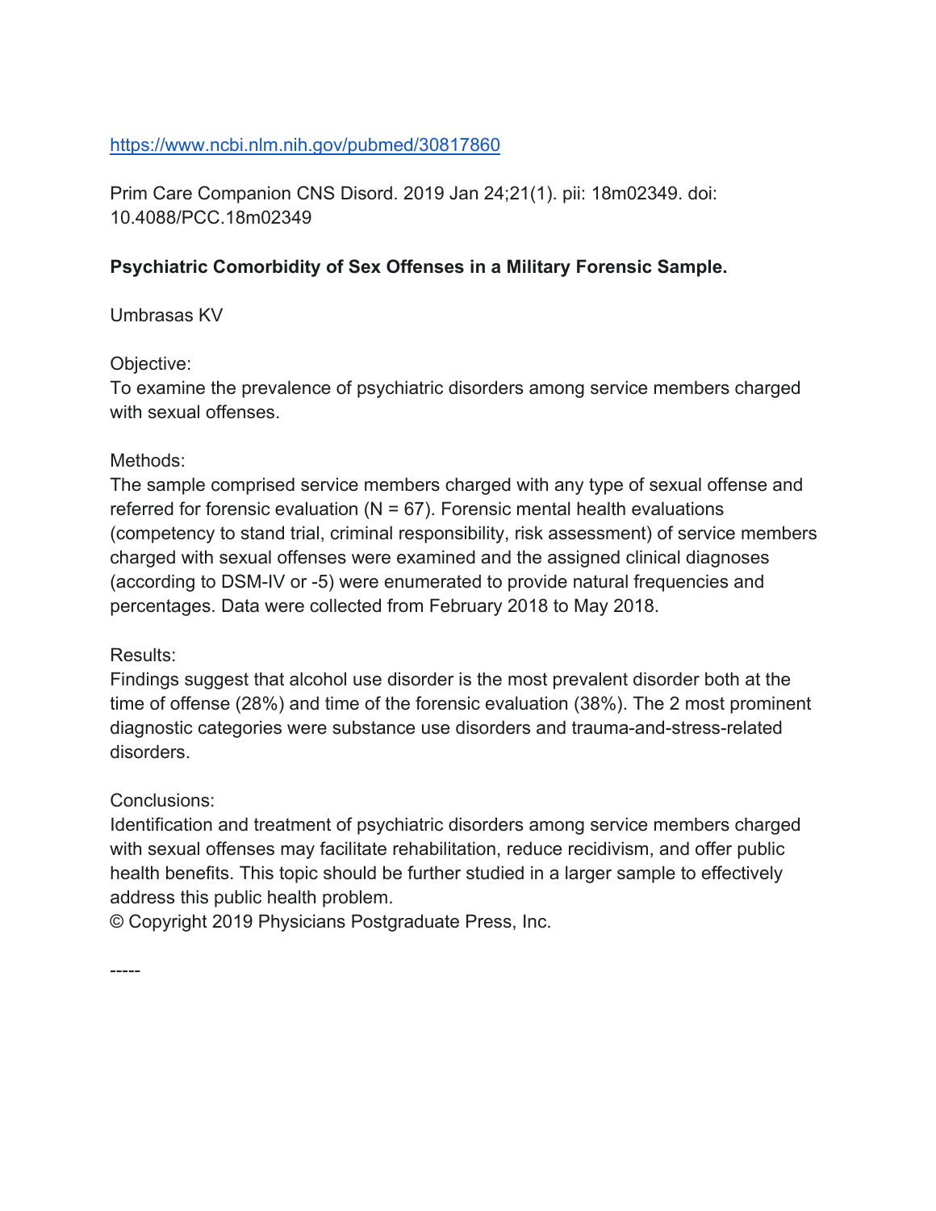https://www.ncbi.nlm.nih.gov/pubmed/30817860

Prim Care Companion CNS Disord. 2019 Jan 24;21(1). pii: 18m02349. doi: 10.4088/PCC.18m02349

**Psychiatric Comorbidity of Sex Offenses in a Military Forensic Sample.**

Umbrasas KV

Objective:
To examine the prevalence of psychiatric disorders among service members charged with sexual offenses.

Methods:
The sample comprised service members charged with any type of sexual offense and referred for forensic evaluation (N = 67). Forensic mental health evaluations (competency to stand trial, criminal responsibility, risk assessment) of service members charged with sexual offenses were examined and the assigned clinical diagnoses (according to DSM-IV or -5) were enumerated to provide natural frequencies and percentages. Data were collected from February 2018 to May 2018.

Results:
Findings suggest that alcohol use disorder is the most prevalent disorder both at the time of offense (28%) and time of the forensic evaluation (38%). The 2 most prominent diagnostic categories were substance use disorders and trauma-and-stress-related disorders.

Conclusions:
Identification and treatment of psychiatric disorders among service members charged with sexual offenses may facilitate rehabilitation, reduce recidivism, and offer public health benefits. This topic should be further studied in a larger sample to effectively address this public health problem.
© Copyright 2019 Physicians Postgraduate Press, Inc.

-----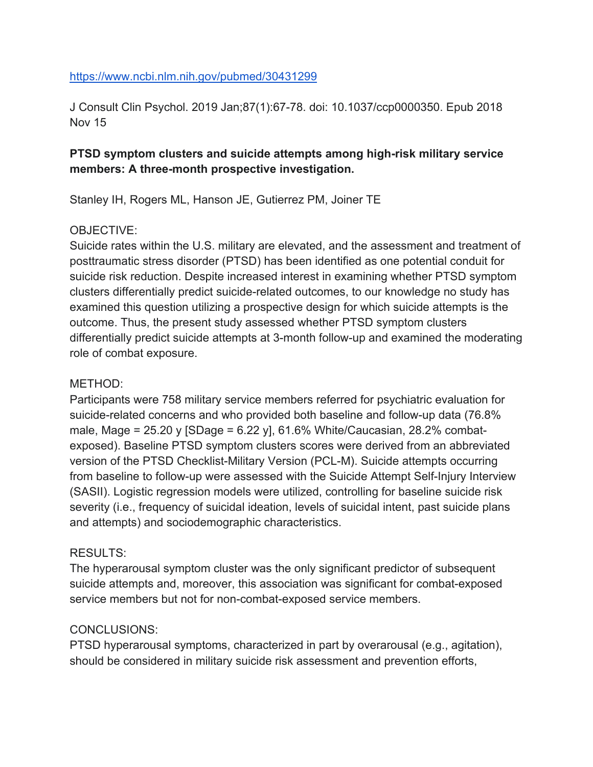https://www.ncbi.nlm.nih.gov/pubmed/30431299

J Consult Clin Psychol. 2019 Jan;87(1):67-78. doi: 10.1037/ccp0000350. Epub 2018 Nov 15

**PTSD symptom clusters and suicide attempts among high-risk military service members: A three-month prospective investigation.**

Stanley IH, Rogers ML, Hanson JE, Gutierrez PM, Joiner TE

OBJECTIVE:
Suicide rates within the U.S. military are elevated, and the assessment and treatment of posttraumatic stress disorder (PTSD) has been identified as one potential conduit for suicide risk reduction. Despite increased interest in examining whether PTSD symptom clusters differentially predict suicide-related outcomes, to our knowledge no study has examined this question utilizing a prospective design for which suicide attempts is the outcome. Thus, the present study assessed whether PTSD symptom clusters differentially predict suicide attempts at 3-month follow-up and examined the moderating role of combat exposure.

METHOD:
Participants were 758 military service members referred for psychiatric evaluation for suicide-related concerns and who provided both baseline and follow-up data (76.8% male, Mage = 25.20 y [SDage = 6.22 y], 61.6% White/Caucasian, 28.2% combat-exposed). Baseline PTSD symptom clusters scores were derived from an abbreviated version of the PTSD Checklist-Military Version (PCL-M). Suicide attempts occurring from baseline to follow-up were assessed with the Suicide Attempt Self-Injury Interview (SASII). Logistic regression models were utilized, controlling for baseline suicide risk severity (i.e., frequency of suicidal ideation, levels of suicidal intent, past suicide plans and attempts) and sociodemographic characteristics.

RESULTS:
The hyperarousal symptom cluster was the only significant predictor of subsequent suicide attempts and, moreover, this association was significant for combat-exposed service members but not for non-combat-exposed service members.

CONCLUSIONS:
PTSD hyperarousal symptoms, characterized in part by overarousal (e.g., agitation), should be considered in military suicide risk assessment and prevention efforts,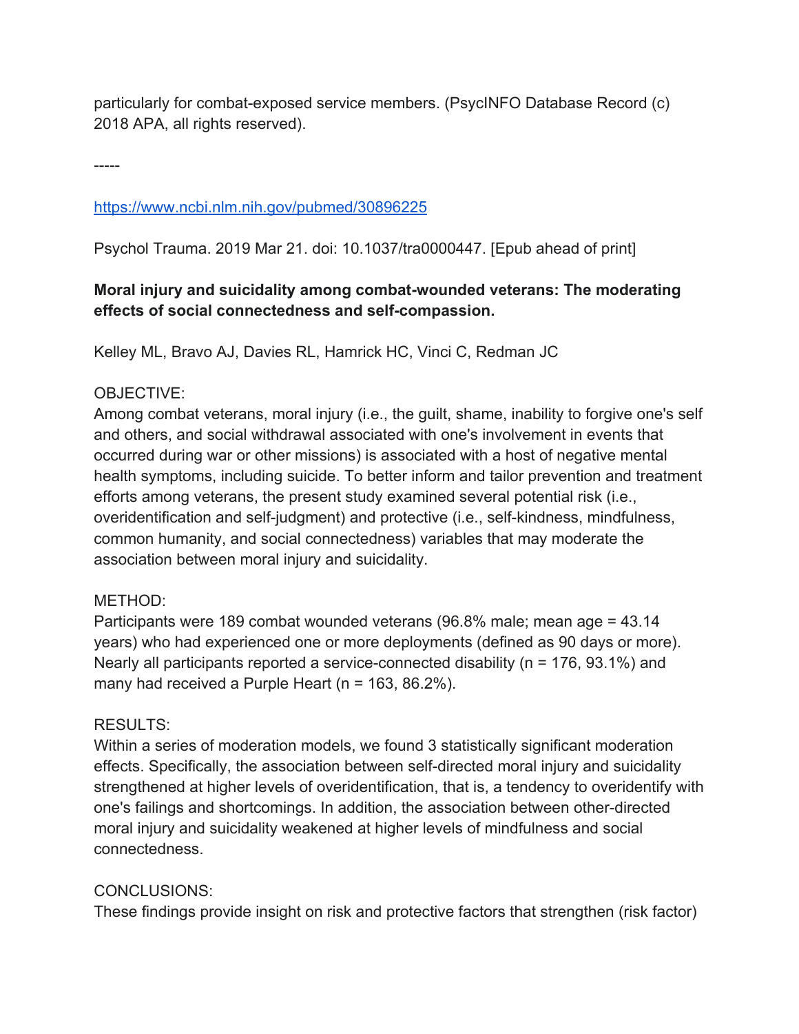particularly for combat-exposed service members. (PsycINFO Database Record (c) 2018 APA, all rights reserved).

-----

https://www.ncbi.nlm.nih.gov/pubmed/30896225

Psychol Trauma. 2019 Mar 21. doi: 10.1037/tra0000447. [Epub ahead of print]

**Moral injury and suicidality among combat-wounded veterans: The moderating effects of social connectedness and self-compassion.**

Kelley ML, Bravo AJ, Davies RL, Hamrick HC, Vinci C, Redman JC

OBJECTIVE:
Among combat veterans, moral injury (i.e., the guilt, shame, inability to forgive one's self and others, and social withdrawal associated with one's involvement in events that occurred during war or other missions) is associated with a host of negative mental health symptoms, including suicide. To better inform and tailor prevention and treatment efforts among veterans, the present study examined several potential risk (i.e., overidentification and self-judgment) and protective (i.e., self-kindness, mindfulness, common humanity, and social connectedness) variables that may moderate the association between moral injury and suicidality.

METHOD:
Participants were 189 combat wounded veterans (96.8% male; mean age = 43.14 years) who had experienced one or more deployments (defined as 90 days or more). Nearly all participants reported a service-connected disability (n = 176, 93.1%) and many had received a Purple Heart (n = 163, 86.2%).

RESULTS:
Within a series of moderation models, we found 3 statistically significant moderation effects. Specifically, the association between self-directed moral injury and suicidality strengthened at higher levels of overidentification, that is, a tendency to overidentify with one's failings and shortcomings. In addition, the association between other-directed moral injury and suicidality weakened at higher levels of mindfulness and social connectedness.

CONCLUSIONS:
These findings provide insight on risk and protective factors that strengthen (risk factor)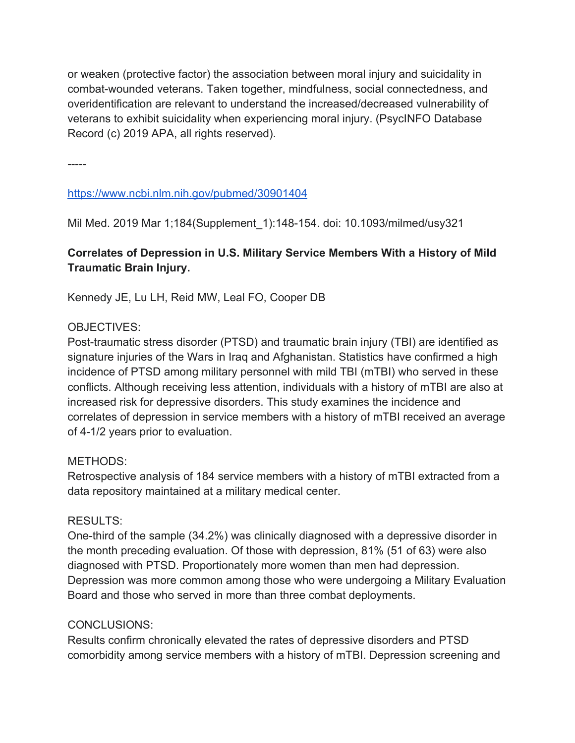or weaken (protective factor) the association between moral injury and suicidality in combat-wounded veterans. Taken together, mindfulness, social connectedness, and overidentification are relevant to understand the increased/decreased vulnerability of veterans to exhibit suicidality when experiencing moral injury. (PsycINFO Database Record (c) 2019 APA, all rights reserved).

-----

https://www.ncbi.nlm.nih.gov/pubmed/30901404

Mil Med. 2019 Mar 1;184(Supplement_1):148-154. doi: 10.1093/milmed/usy321

**Correlates of Depression in U.S. Military Service Members With a History of Mild Traumatic Brain Injury.**

Kennedy JE, Lu LH, Reid MW, Leal FO, Cooper DB

OBJECTIVES:

Post-traumatic stress disorder (PTSD) and traumatic brain injury (TBI) are identified as signature injuries of the Wars in Iraq and Afghanistan. Statistics have confirmed a high incidence of PTSD among military personnel with mild TBI (mTBI) who served in these conflicts. Although receiving less attention, individuals with a history of mTBI are also at increased risk for depressive disorders. This study examines the incidence and correlates of depression in service members with a history of mTBI received an average of 4-1/2 years prior to evaluation.

METHODS:

Retrospective analysis of 184 service members with a history of mTBI extracted from a data repository maintained at a military medical center.

RESULTS:

One-third of the sample (34.2%) was clinically diagnosed with a depressive disorder in the month preceding evaluation. Of those with depression, 81% (51 of 63) were also diagnosed with PTSD. Proportionately more women than men had depression. Depression was more common among those who were undergoing a Military Evaluation Board and those who served in more than three combat deployments.

CONCLUSIONS:

Results confirm chronically elevated the rates of depressive disorders and PTSD comorbidity among service members with a history of mTBI. Depression screening and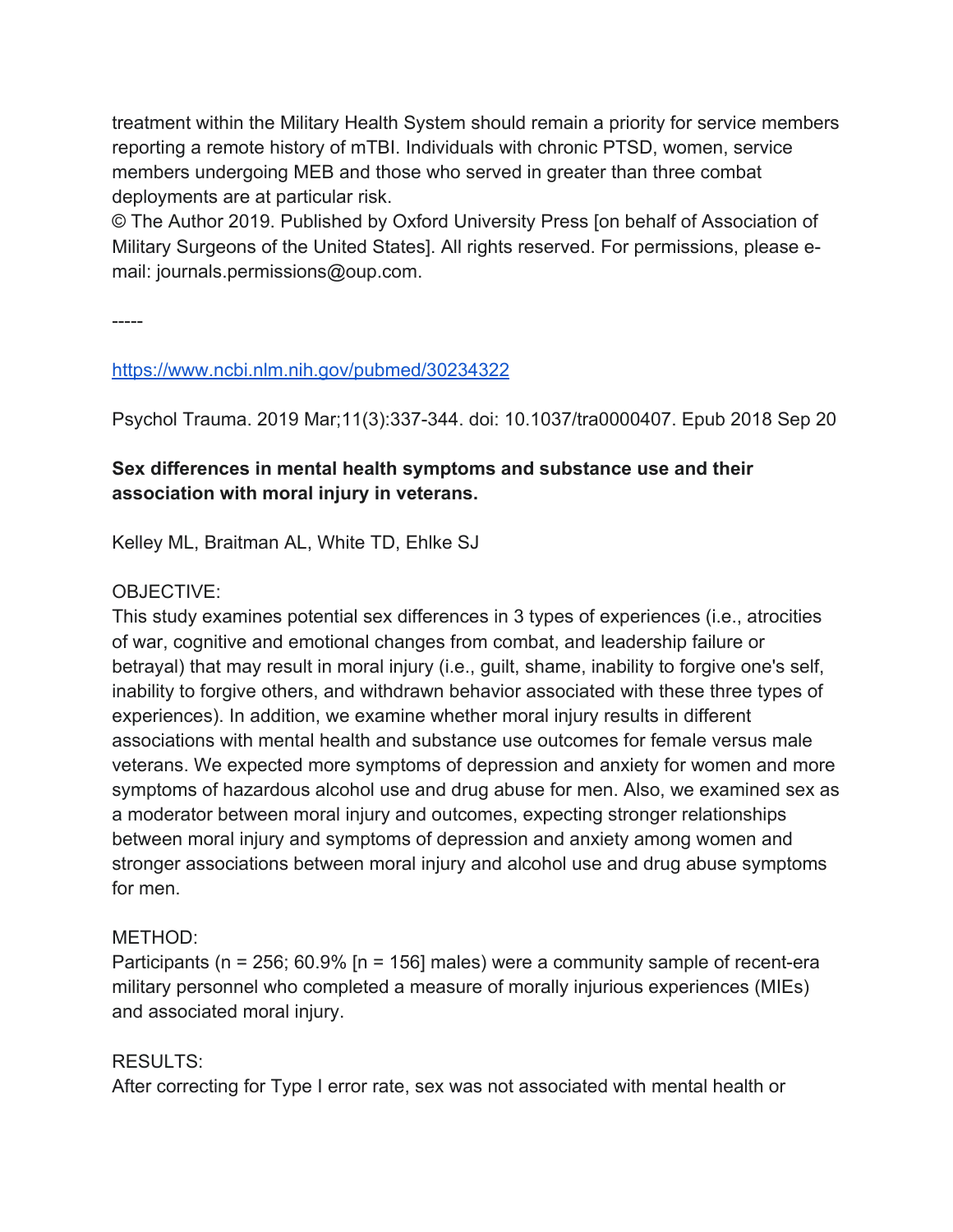treatment within the Military Health System should remain a priority for service members reporting a remote history of mTBI. Individuals with chronic PTSD, women, service members undergoing MEB and those who served in greater than three combat deployments are at particular risk.
© The Author 2019. Published by Oxford University Press [on behalf of Association of Military Surgeons of the United States]. All rights reserved. For permissions, please e-mail: journals.permissions@oup.com.

-----

https://www.ncbi.nlm.nih.gov/pubmed/30234322

Psychol Trauma. 2019 Mar;11(3):337-344. doi: 10.1037/tra0000407. Epub 2018 Sep 20

**Sex differences in mental health symptoms and substance use and their association with moral injury in veterans.**

Kelley ML, Braitman AL, White TD, Ehlke SJ

OBJECTIVE:
This study examines potential sex differences in 3 types of experiences (i.e., atrocities of war, cognitive and emotional changes from combat, and leadership failure or betrayal) that may result in moral injury (i.e., guilt, shame, inability to forgive one's self, inability to forgive others, and withdrawn behavior associated with these three types of experiences). In addition, we examine whether moral injury results in different associations with mental health and substance use outcomes for female versus male veterans. We expected more symptoms of depression and anxiety for women and more symptoms of hazardous alcohol use and drug abuse for men. Also, we examined sex as a moderator between moral injury and outcomes, expecting stronger relationships between moral injury and symptoms of depression and anxiety among women and stronger associations between moral injury and alcohol use and drug abuse symptoms for men.

METHOD:
Participants (n = 256; 60.9% [n = 156] males) were a community sample of recent-era military personnel who completed a measure of morally injurious experiences (MIEs) and associated moral injury.

RESULTS:
After correcting for Type I error rate, sex was not associated with mental health or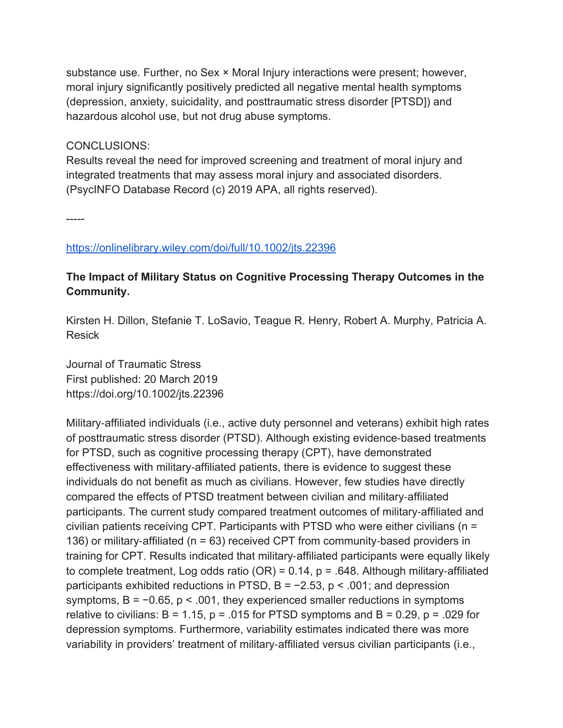substance use. Further, no Sex × Moral Injury interactions were present; however, moral injury significantly positively predicted all negative mental health symptoms (depression, anxiety, suicidality, and posttraumatic stress disorder [PTSD]) and hazardous alcohol use, but not drug abuse symptoms.

CONCLUSIONS:
Results reveal the need for improved screening and treatment of moral injury and integrated treatments that may assess moral injury and associated disorders. (PsycINFO Database Record (c) 2019 APA, all rights reserved).

-----

https://onlinelibrary.wiley.com/doi/full/10.1002/jts.22396

**The Impact of Military Status on Cognitive Processing Therapy Outcomes in the Community.**

Kirsten H. Dillon, Stefanie T. LoSavio, Teague R. Henry, Robert A. Murphy, Patricia A. Resick

Journal of Traumatic Stress
First published: 20 March 2019
https://doi.org/10.1002/jts.22396

Military-affiliated individuals (i.e., active duty personnel and veterans) exhibit high rates of posttraumatic stress disorder (PTSD). Although existing evidence-based treatments for PTSD, such as cognitive processing therapy (CPT), have demonstrated effectiveness with military-affiliated patients, there is evidence to suggest these individuals do not benefit as much as civilians. However, few studies have directly compared the effects of PTSD treatment between civilian and military-affiliated participants. The current study compared treatment outcomes of military-affiliated and civilian patients receiving CPT. Participants with PTSD who were either civilians ($n = 136$) or military-affiliated ($n = 63$) received CPT from community-based providers in training for CPT. Results indicated that military-affiliated participants were equally likely to complete treatment, Log odds ratio (OR) = 0.14, $p = .648$. Although military-affiliated participants exhibited reductions in PTSD, $B = -2.53$, $p < .001$; and depression symptoms, $B = -0.65$, $p < .001$, they experienced smaller reductions in symptoms relative to civilians: $B = 1.15$, $p = .015$ for PTSD symptoms and $B = 0.29$, $p = .029$ for depression symptoms. Furthermore, variability estimates indicated there was more variability in providers' treatment of military-affiliated versus civilian participants (i.e.,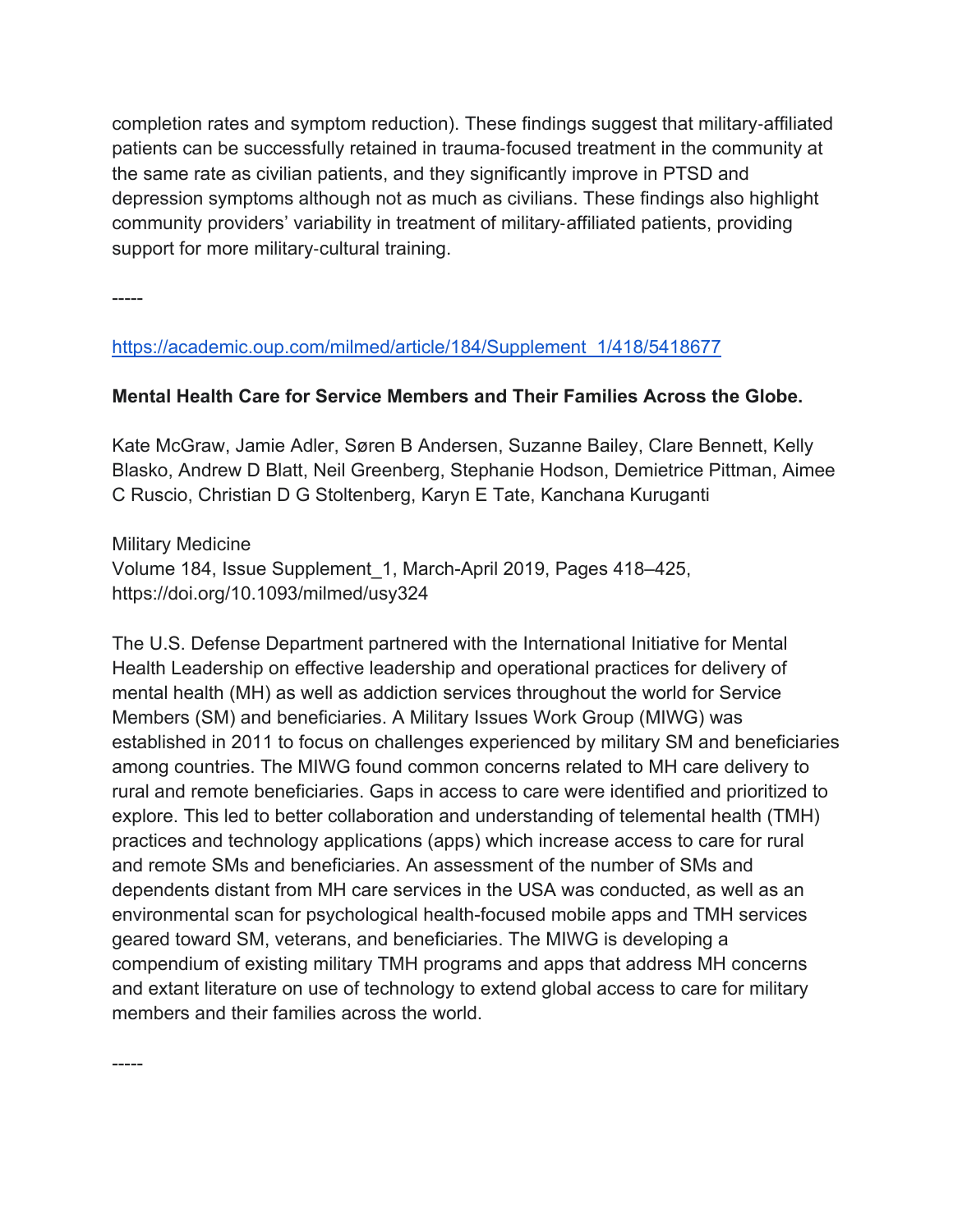completion rates and symptom reduction). These findings suggest that military-affiliated patients can be successfully retained in trauma-focused treatment in the community at the same rate as civilian patients, and they significantly improve in PTSD and depression symptoms although not as much as civilians. These findings also highlight community providers' variability in treatment of military-affiliated patients, providing support for more military-cultural training.

-----

https://academic.oup.com/milmed/article/184/Supplement_1/418/5418677

**Mental Health Care for Service Members and Their Families Across the Globe.**

Kate McGraw, Jamie Adler, Søren B Andersen, Suzanne Bailey, Clare Bennett, Kelly Blasko, Andrew D Blatt, Neil Greenberg, Stephanie Hodson, Demietrice Pittman, Aimee C Ruscio, Christian D G Stoltenberg, Karyn E Tate, Kanchana Kuruganti

Military Medicine
Volume 184, Issue Supplement_1, March-April 2019, Pages 418–425,
https://doi.org/10.1093/milmed/usy324

The U.S. Defense Department partnered with the International Initiative for Mental Health Leadership on effective leadership and operational practices for delivery of mental health (MH) as well as addiction services throughout the world for Service Members (SM) and beneficiaries. A Military Issues Work Group (MIWG) was established in 2011 to focus on challenges experienced by military SM and beneficiaries among countries. The MIWG found common concerns related to MH care delivery to rural and remote beneficiaries. Gaps in access to care were identified and prioritized to explore. This led to better collaboration and understanding of telemental health (TMH) practices and technology applications (apps) which increase access to care for rural and remote SMs and beneficiaries. An assessment of the number of SMs and dependents distant from MH care services in the USA was conducted, as well as an environmental scan for psychological health-focused mobile apps and TMH services geared toward SM, veterans, and beneficiaries. The MIWG is developing a compendium of existing military TMH programs and apps that address MH concerns and extant literature on use of technology to extend global access to care for military members and their families across the world.

-----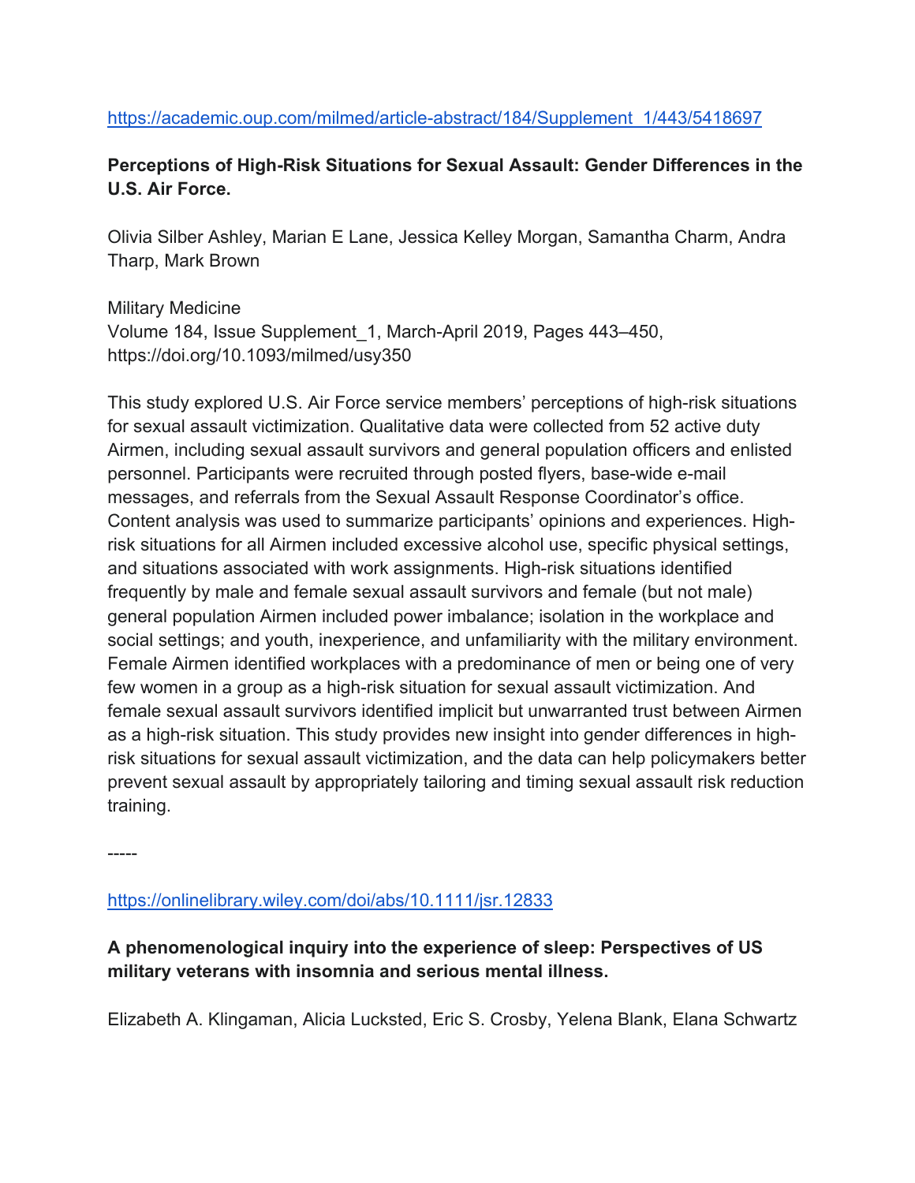https://academic.oup.com/milmed/article-abstract/184/Supplement_1/443/5418697

**Perceptions of High-Risk Situations for Sexual Assault: Gender Differences in the U.S. Air Force.**

Olivia Silber Ashley, Marian E Lane, Jessica Kelley Morgan, Samantha Charm, Andra Tharp, Mark Brown

Military Medicine
Volume 184, Issue Supplement_1, March-April 2019, Pages 443–450,
https://doi.org/10.1093/milmed/usy350

This study explored U.S. Air Force service members' perceptions of high-risk situations for sexual assault victimization. Qualitative data were collected from 52 active duty Airmen, including sexual assault survivors and general population officers and enlisted personnel. Participants were recruited through posted flyers, base-wide e-mail messages, and referrals from the Sexual Assault Response Coordinator's office. Content analysis was used to summarize participants' opinions and experiences. High-risk situations for all Airmen included excessive alcohol use, specific physical settings, and situations associated with work assignments. High-risk situations identified frequently by male and female sexual assault survivors and female (but not male) general population Airmen included power imbalance; isolation in the workplace and social settings; and youth, inexperience, and unfamiliarity with the military environment. Female Airmen identified workplaces with a predominance of men or being one of very few women in a group as a high-risk situation for sexual assault victimization. And female sexual assault survivors identified implicit but unwarranted trust between Airmen as a high-risk situation. This study provides new insight into gender differences in high-risk situations for sexual assault victimization, and the data can help policymakers better prevent sexual assault by appropriately tailoring and timing sexual assault risk reduction training.

-----

https://onlinelibrary.wiley.com/doi/abs/10.1111/jsr.12833

**A phenomenological inquiry into the experience of sleep: Perspectives of US military veterans with insomnia and serious mental illness.**

Elizabeth A. Klingaman, Alicia Lucksted, Eric S. Crosby, Yelena Blank, Elana Schwartz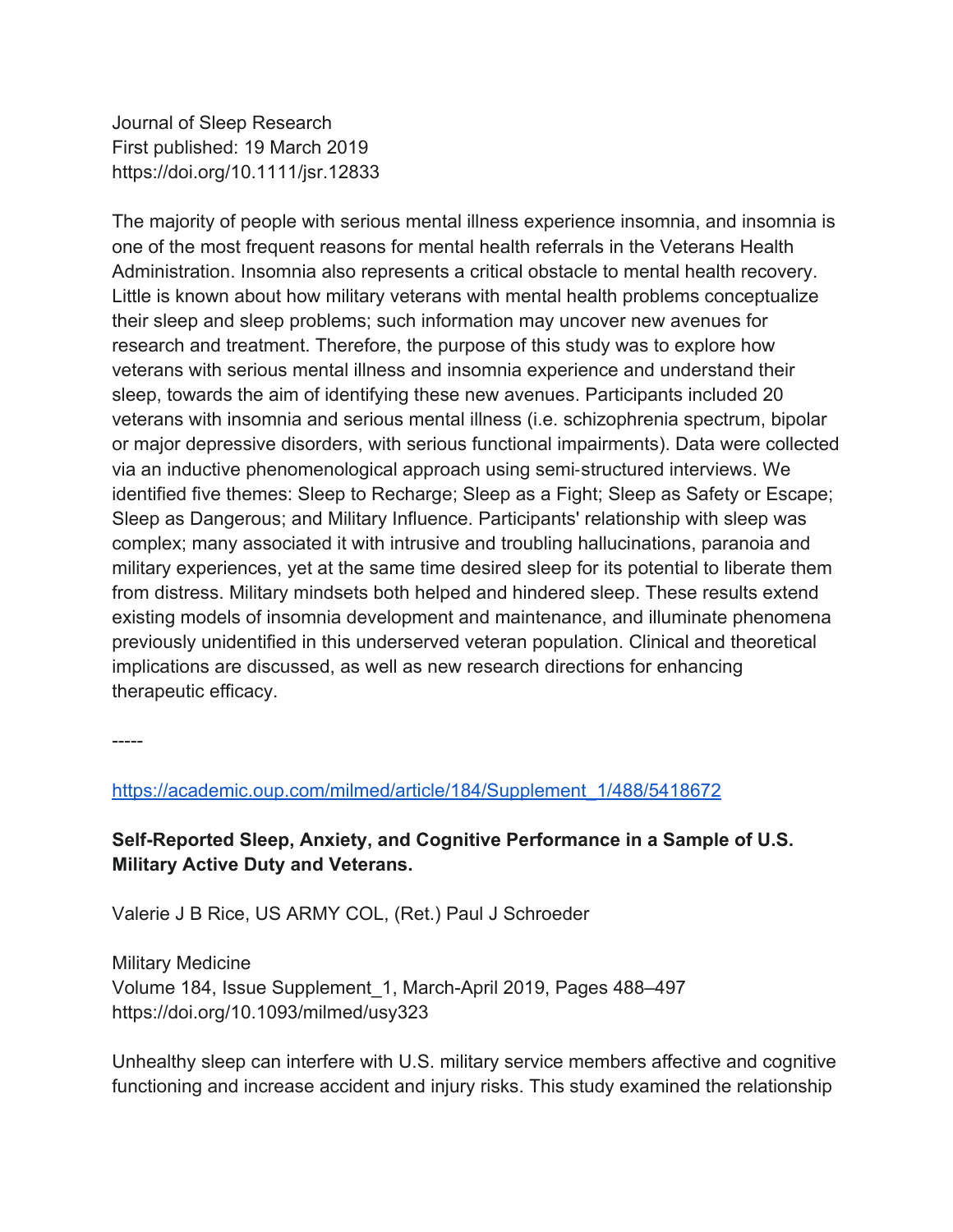Journal of Sleep Research
First published: 19 March 2019
https://doi.org/10.1111/jsr.12833

The majority of people with serious mental illness experience insomnia, and insomnia is one of the most frequent reasons for mental health referrals in the Veterans Health Administration. Insomnia also represents a critical obstacle to mental health recovery. Little is known about how military veterans with mental health problems conceptualize their sleep and sleep problems; such information may uncover new avenues for research and treatment. Therefore, the purpose of this study was to explore how veterans with serious mental illness and insomnia experience and understand their sleep, towards the aim of identifying these new avenues. Participants included 20 veterans with insomnia and serious mental illness (i.e. schizophrenia spectrum, bipolar or major depressive disorders, with serious functional impairments). Data were collected via an inductive phenomenological approach using semi-structured interviews. We identified five themes: Sleep to Recharge; Sleep as a Fight; Sleep as Safety or Escape; Sleep as Dangerous; and Military Influence. Participants' relationship with sleep was complex; many associated it with intrusive and troubling hallucinations, paranoia and military experiences, yet at the same time desired sleep for its potential to liberate them from distress. Military mindsets both helped and hindered sleep. These results extend existing models of insomnia development and maintenance, and illuminate phenomena previously unidentified in this underserved veteran population. Clinical and theoretical implications are discussed, as well as new research directions for enhancing therapeutic efficacy.

-----

https://academic.oup.com/milmed/article/184/Supplement_1/488/5418672

**Self-Reported Sleep, Anxiety, and Cognitive Performance in a Sample of U.S. Military Active Duty and Veterans.**

Valerie J B Rice, US ARMY COL, (Ret.) Paul J Schroeder

Military Medicine
Volume 184, Issue Supplement_1, March-April 2019, Pages 488–497
https://doi.org/10.1093/milmed/usy323

Unhealthy sleep can interfere with U.S. military service members affective and cognitive functioning and increase accident and injury risks. This study examined the relationship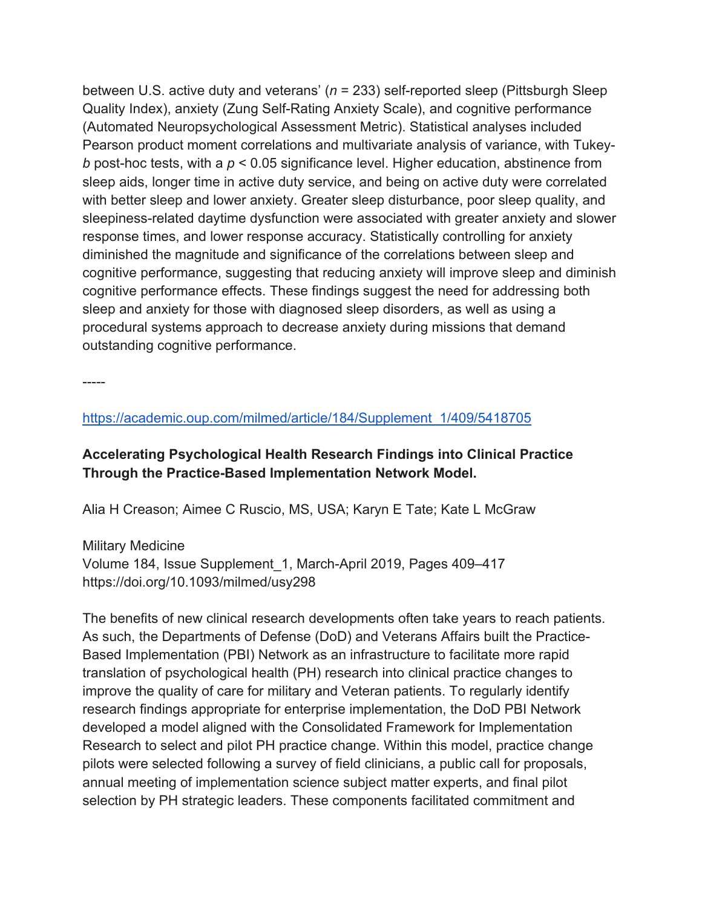between U.S. active duty and veterans' ($n$ = 233) self-reported sleep (Pittsburgh Sleep Quality Index), anxiety (Zung Self-Rating Anxiety Scale), and cognitive performance (Automated Neuropsychological Assessment Metric). Statistical analyses included Pearson product moment correlations and multivariate analysis of variance, with Tukey-*b* post-hoc tests, with a $p < 0.05$ significance level. Higher education, abstinence from sleep aids, longer time in active duty service, and being on active duty were correlated with better sleep and lower anxiety. Greater sleep disturbance, poor sleep quality, and sleepiness-related daytime dysfunction were associated with greater anxiety and slower response times, and lower response accuracy. Statistically controlling for anxiety diminished the magnitude and significance of the correlations between sleep and cognitive performance, suggesting that reducing anxiety will improve sleep and diminish cognitive performance effects. These findings suggest the need for addressing both sleep and anxiety for those with diagnosed sleep disorders, as well as using a procedural systems approach to decrease anxiety during missions that demand outstanding cognitive performance.

-----

https://academic.oup.com/milmed/article/184/Supplement_1/409/5418705

**Accelerating Psychological Health Research Findings into Clinical Practice Through the Practice-Based Implementation Network Model.**

Alia H Creason; Aimee C Ruscio, MS, USA; Karyn E Tate; Kate L McGraw

Military Medicine
Volume 184, Issue Supplement_1, March-April 2019, Pages 409–417
https://doi.org/10.1093/milmed/usy298

The benefits of new clinical research developments often take years to reach patients. As such, the Departments of Defense (DoD) and Veterans Affairs built the Practice-Based Implementation (PBI) Network as an infrastructure to facilitate more rapid translation of psychological health (PH) research into clinical practice changes to improve the quality of care for military and Veteran patients. To regularly identify research findings appropriate for enterprise implementation, the DoD PBI Network developed a model aligned with the Consolidated Framework for Implementation Research to select and pilot PH practice change. Within this model, practice change pilots were selected following a survey of field clinicians, a public call for proposals, annual meeting of implementation science subject matter experts, and final pilot selection by PH strategic leaders. These components facilitated commitment and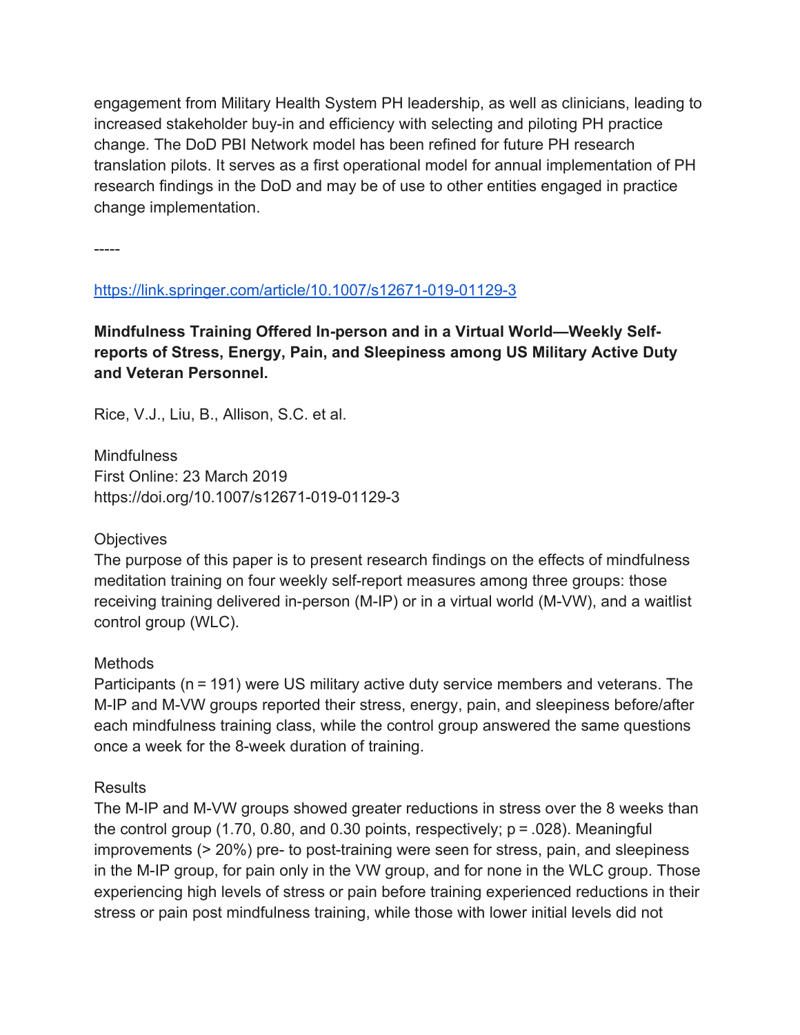engagement from Military Health System PH leadership, as well as clinicians, leading to increased stakeholder buy-in and efficiency with selecting and piloting PH practice change. The DoD PBI Network model has been refined for future PH research translation pilots. It serves as a first operational model for annual implementation of PH research findings in the DoD and may be of use to other entities engaged in practice change implementation.

-----

https://link.springer.com/article/10.1007/s12671-019-01129-3

**Mindfulness Training Offered In-person and in a Virtual World—Weekly Self-reports of Stress, Energy, Pain, and Sleepiness among US Military Active Duty and Veteran Personnel.**

Rice, V.J., Liu, B., Allison, S.C. et al.

Mindfulness
First Online: 23 March 2019
https://doi.org/10.1007/s12671-019-01129-3

Objectives
The purpose of this paper is to present research findings on the effects of mindfulness meditation training on four weekly self-report measures among three groups: those receiving training delivered in-person (M-IP) or in a virtual world (M-VW), and a waitlist control group (WLC).

Methods
Participants ($n = 191$) were US military active duty service members and veterans. The M-IP and M-VW groups reported their stress, energy, pain, and sleepiness before/after each mindfulness training class, while the control group answered the same questions once a week for the 8-week duration of training.

Results
The M-IP and M-VW groups showed greater reductions in stress over the 8 weeks than the control group (1.70, 0.80, and 0.30 points, respectively; $p = .028$). Meaningful improvements (> 20%) pre- to post-training were seen for stress, pain, and sleepiness in the M-IP group, for pain only in the VW group, and for none in the WLC group. Those experiencing high levels of stress or pain before training experienced reductions in their stress or pain post mindfulness training, while those with lower initial levels did not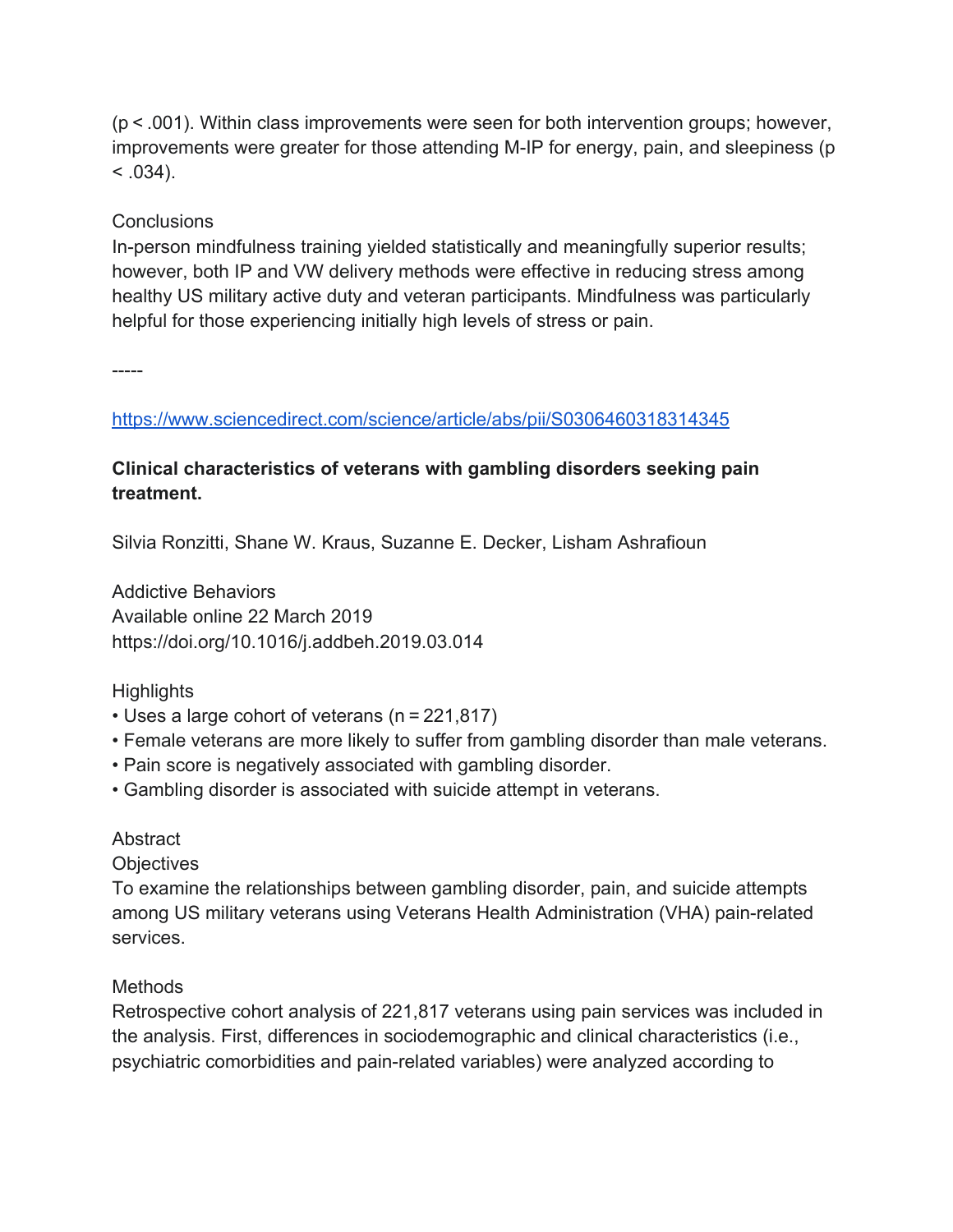($p < .001$). Within class improvements were seen for both intervention groups; however, improvements were greater for those attending M-IP for energy, pain, and sleepiness ($p < .034$).

Conclusions
In-person mindfulness training yielded statistically and meaningfully superior results; however, both IP and VW delivery methods were effective in reducing stress among healthy US military active duty and veteran participants. Mindfulness was particularly helpful for those experiencing initially high levels of stress or pain.

-----

https://www.sciencedirect.com/science/article/abs/pii/S0306460318314345

**Clinical characteristics of veterans with gambling disorders seeking pain treatment.**

Silvia Ronzitti, Shane W. Kraus, Suzanne E. Decker, Lisham Ashrafioun

Addictive Behaviors
Available online 22 March 2019
https://doi.org/10.1016/j.addbeh.2019.03.014

Highlights
- Uses a large cohort of veterans (n = 221,817)
- Female veterans are more likely to suffer from gambling disorder than male veterans.
- Pain score is negatively associated with gambling disorder.
- Gambling disorder is associated with suicide attempt in veterans.

Abstract
Objectives
To examine the relationships between gambling disorder, pain, and suicide attempts among US military veterans using Veterans Health Administration (VHA) pain-related services.

Methods
Retrospective cohort analysis of 221,817 veterans using pain services was included in the analysis. First, differences in sociodemographic and clinical characteristics (i.e., psychiatric comorbidities and pain-related variables) were analyzed according to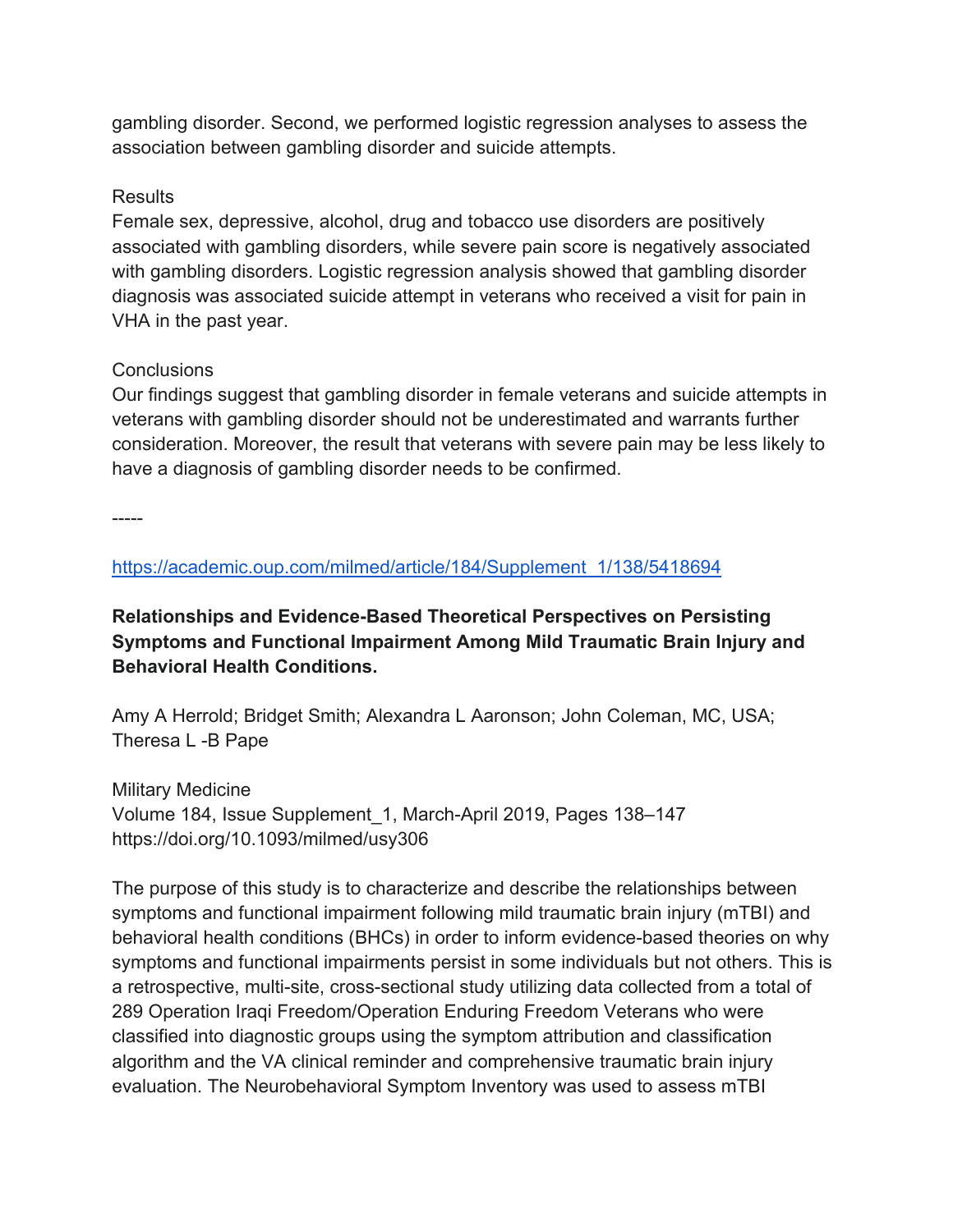gambling disorder. Second, we performed logistic regression analyses to assess the association between gambling disorder and suicide attempts.

Results

Female sex, depressive, alcohol, drug and tobacco use disorders are positively associated with gambling disorders, while severe pain score is negatively associated with gambling disorders. Logistic regression analysis showed that gambling disorder diagnosis was associated suicide attempt in veterans who received a visit for pain in VHA in the past year.

Conclusions

Our findings suggest that gambling disorder in female veterans and suicide attempts in veterans with gambling disorder should not be underestimated and warrants further consideration. Moreover, the result that veterans with severe pain may be less likely to have a diagnosis of gambling disorder needs to be confirmed.

-----

https://academic.oup.com/milmed/article/184/Supplement_1/138/5418694

**Relationships and Evidence-Based Theoretical Perspectives on Persisting Symptoms and Functional Impairment Among Mild Traumatic Brain Injury and Behavioral Health Conditions.**

Amy A Herrold; Bridget Smith; Alexandra L Aaronson; John Coleman, MC, USA; Theresa L -B Pape

Military Medicine
Volume 184, Issue Supplement_1, March-April 2019, Pages 138–147
https://doi.org/10.1093/milmed/usy306

The purpose of this study is to characterize and describe the relationships between symptoms and functional impairment following mild traumatic brain injury (mTBI) and behavioral health conditions (BHCs) in order to inform evidence-based theories on why symptoms and functional impairments persist in some individuals but not others. This is a retrospective, multi-site, cross-sectional study utilizing data collected from a total of 289 Operation Iraqi Freedom/Operation Enduring Freedom Veterans who were classified into diagnostic groups using the symptom attribution and classification algorithm and the VA clinical reminder and comprehensive traumatic brain injury evaluation. The Neurobehavioral Symptom Inventory was used to assess mTBI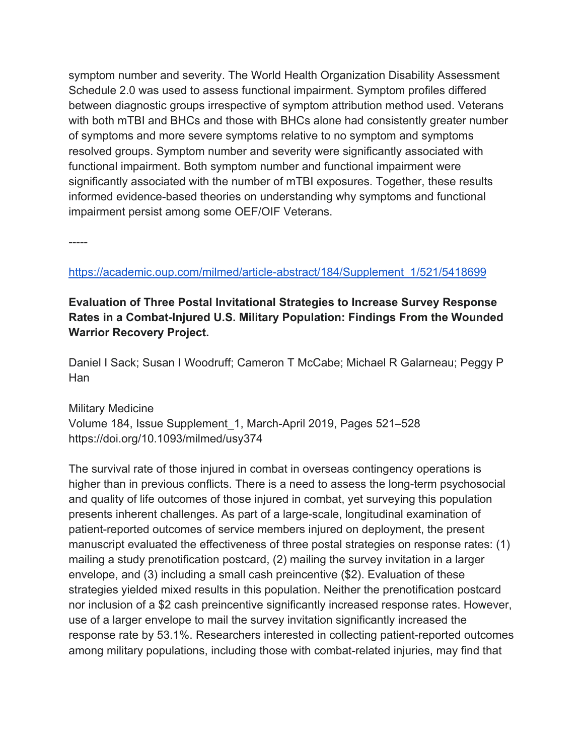symptom number and severity. The World Health Organization Disability Assessment Schedule 2.0 was used to assess functional impairment. Symptom profiles differed between diagnostic groups irrespective of symptom attribution method used. Veterans with both mTBI and BHCs and those with BHCs alone had consistently greater number of symptoms and more severe symptoms relative to no symptom and symptoms resolved groups. Symptom number and severity were significantly associated with functional impairment. Both symptom number and functional impairment were significantly associated with the number of mTBI exposures. Together, these results informed evidence-based theories on understanding why symptoms and functional impairment persist among some OEF/OIF Veterans.

-----

https://academic.oup.com/milmed/article-abstract/184/Supplement_1/521/5418699

**Evaluation of Three Postal Invitational Strategies to Increase Survey Response Rates in a Combat-Injured U.S. Military Population: Findings From the Wounded Warrior Recovery Project.**

Daniel I Sack; Susan I Woodruff; Cameron T McCabe; Michael R Galarneau; Peggy P Han

Military Medicine
Volume 184, Issue Supplement_1, March-April 2019, Pages 521–528
https://doi.org/10.1093/milmed/usy374

The survival rate of those injured in combat in overseas contingency operations is higher than in previous conflicts. There is a need to assess the long-term psychosocial and quality of life outcomes of those injured in combat, yet surveying this population presents inherent challenges. As part of a large-scale, longitudinal examination of patient-reported outcomes of service members injured on deployment, the present manuscript evaluated the effectiveness of three postal strategies on response rates: (1) mailing a study prenotification postcard, (2) mailing the survey invitation in a larger envelope, and (3) including a small cash preincentive ($2). Evaluation of these strategies yielded mixed results in this population. Neither the prenotification postcard nor inclusion of a $2 cash preincentive significantly increased response rates. However, use of a larger envelope to mail the survey invitation significantly increased the response rate by 53.1%. Researchers interested in collecting patient-reported outcomes among military populations, including those with combat-related injuries, may find that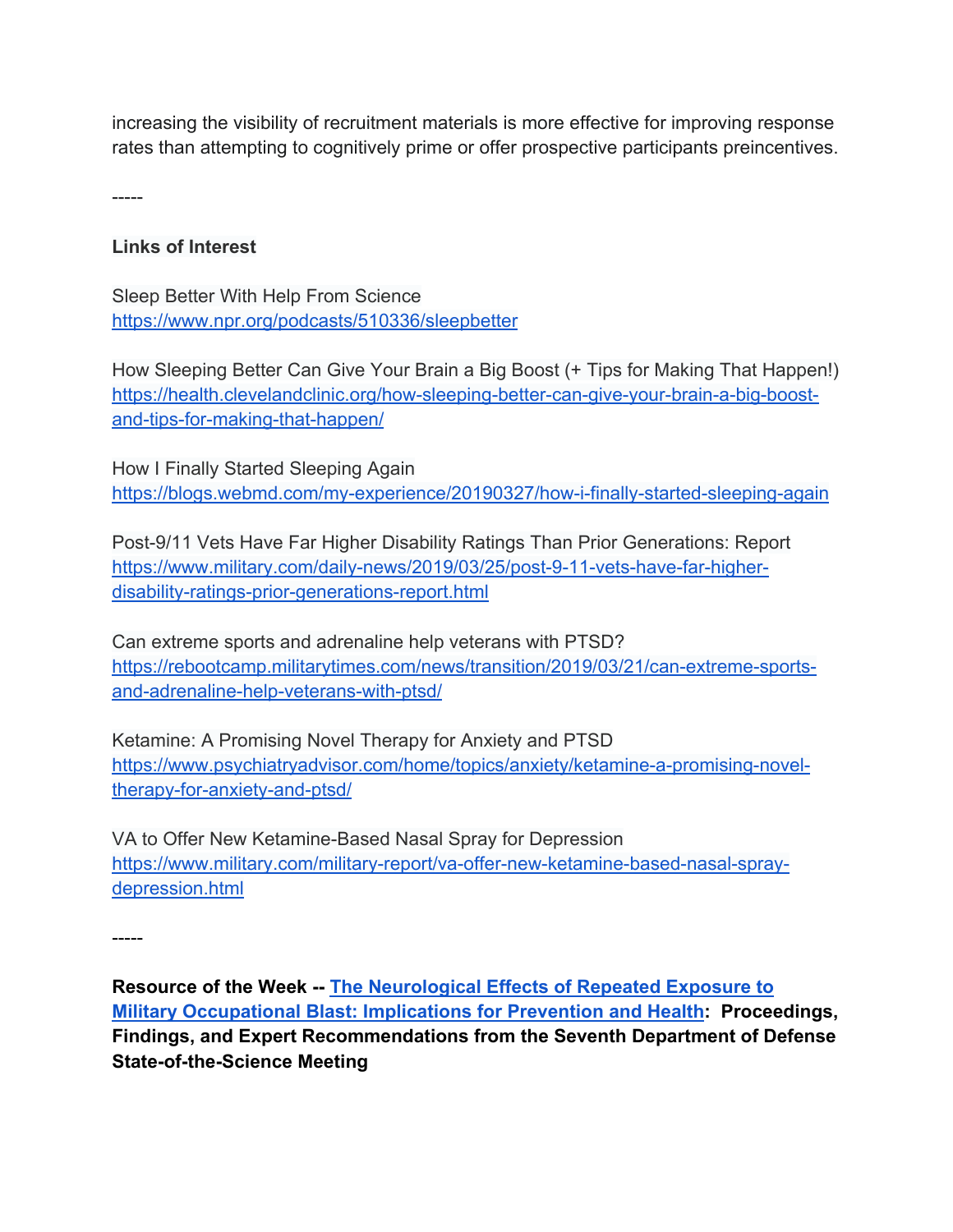increasing the visibility of recruitment materials is more effective for improving response rates than attempting to cognitively prime or offer prospective participants preincentives.

-----

**Links of Interest**

Sleep Better With Help From Science
https://www.npr.org/podcasts/510336/sleepbetter

How Sleeping Better Can Give Your Brain a Big Boost (+ Tips for Making That Happen!)
https://health.clevelandclinic.org/how-sleeping-better-can-give-your-brain-a-big-boost-and-tips-for-making-that-happen/

How I Finally Started Sleeping Again
https://blogs.webmd.com/my-experience/20190327/how-i-finally-started-sleeping-again

Post-9/11 Vets Have Far Higher Disability Ratings Than Prior Generations: Report
https://www.military.com/daily-news/2019/03/25/post-9-11-vets-have-far-higher-disability-ratings-prior-generations-report.html

Can extreme sports and adrenaline help veterans with PTSD?
https://rebootcamp.militarytimes.com/news/transition/2019/03/21/can-extreme-sports-and-adrenaline-help-veterans-with-ptsd/

Ketamine: A Promising Novel Therapy for Anxiety and PTSD
https://www.psychiatryadvisor.com/home/topics/anxiety/ketamine-a-promising-novel-therapy-for-anxiety-and-ptsd/

VA to Offer New Ketamine-Based Nasal Spray for Depression
https://www.military.com/military-report/va-offer-new-ketamine-based-nasal-spray-depression.html

-----

**Resource of the Week -- The Neurological Effects of Repeated Exposure to Military Occupational Blast: Implications for Prevention and Health: Proceedings, Findings, and Expert Recommendations from the Seventh Department of Defense State-of-the-Science Meeting**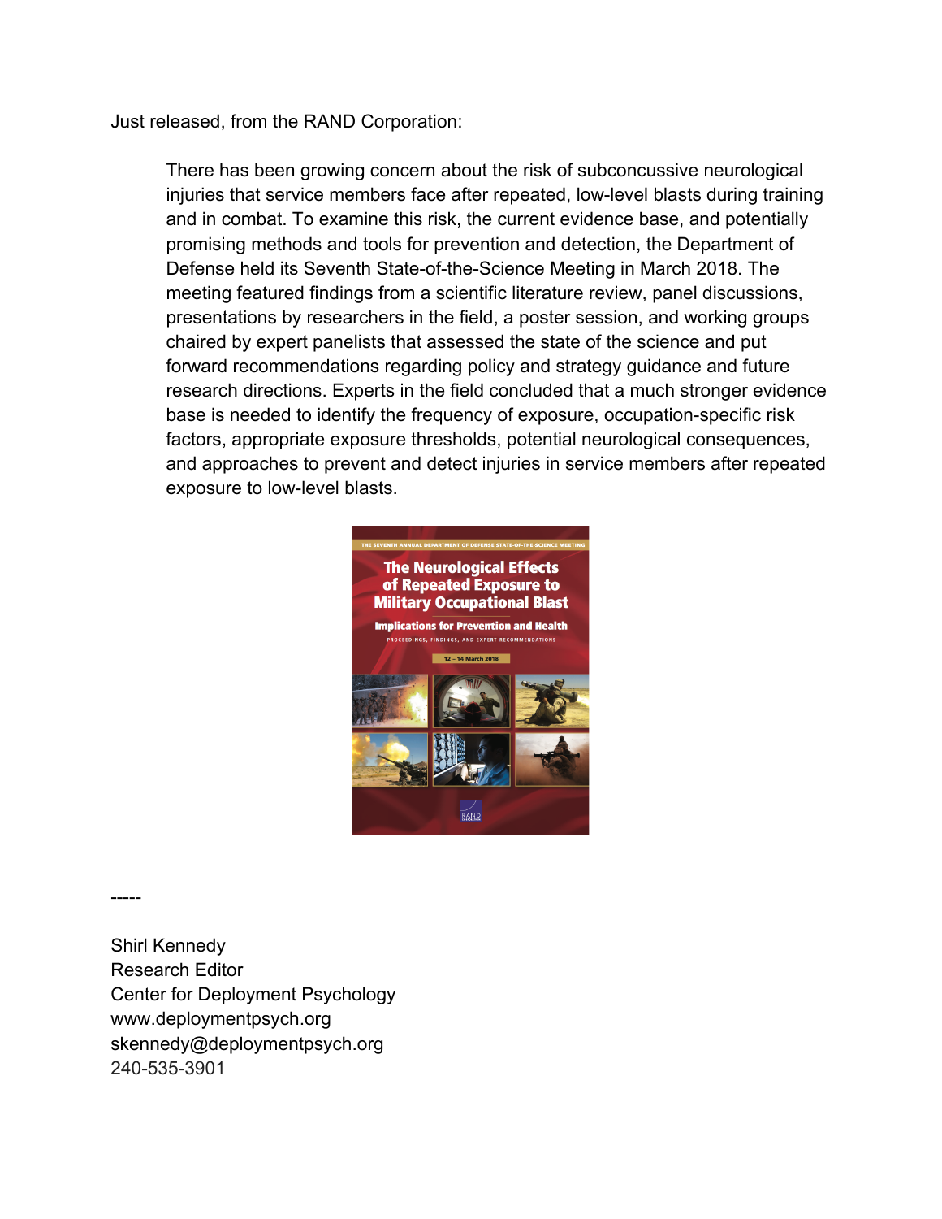Just released, from the RAND Corporation:

> There has been growing concern about the risk of subconcussive neurological injuries that service members face after repeated, low-level blasts during training and in combat. To examine this risk, the current evidence base, and potentially promising methods and tools for prevention and detection, the Department of Defense held its Seventh State-of-the-Science Meeting in March 2018. The meeting featured findings from a scientific literature review, panel discussions, presentations by researchers in the field, a poster session, and working groups chaired by expert panelists that assessed the state of the science and put forward recommendations regarding policy and strategy guidance and future research directions. Experts in the field concluded that a much stronger evidence base is needed to identify the frequency of exposure, occupation-specific risk factors, appropriate exposure thresholds, potential neurological consequences, and approaches to prevent and detect injuries in service members after repeated exposure to low-level blasts.

THE SEVENTH ANNUAL DEPARTMENT OF DEFENSE STATE-OF-THE-SCIENCE MEETING

**The Neurological Effects of Repeated Exposure to Military Occupational Blast**

**Implications for Prevention and Health**

PROCEEDINGS, FINDINGS, AND EXPERT RECOMMENDATIONS

12 – 14 March 2018

-----

Shirl Kennedy
Research Editor
Center for Deployment Psychology
www.deploymentpsych.org
skennedy@deploymentpsych.org
240-535-3901